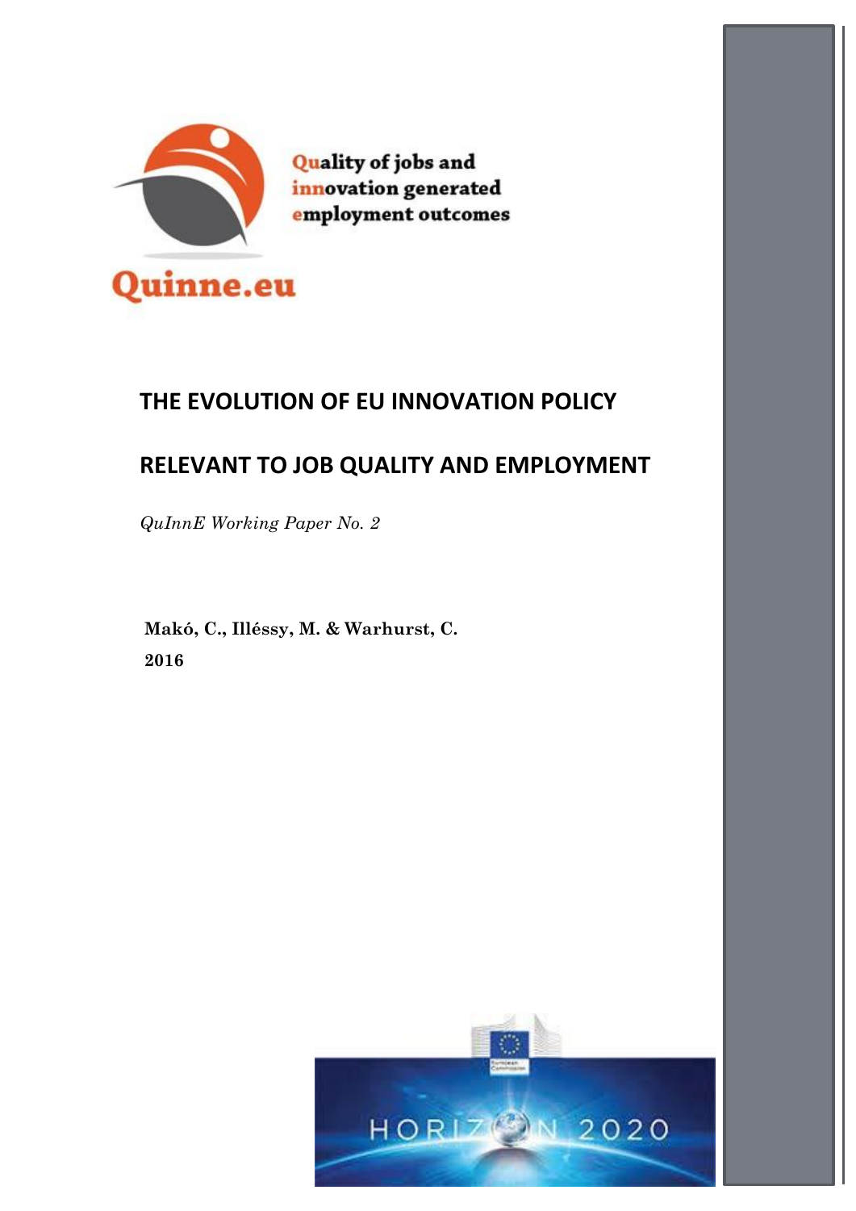Quality of jobs and innovation generated employment outcomes

Quinne.eu

# THE EVOLUTION OF EU INNOVATION POLICY RELEVANT TO JOB QUALITY AND EMPLOYMENT

*QuInnE Working Paper No. 2*

**Makó, C., Illéssy, M. & Warhurst, C.**

**2016**

HORIZON 2020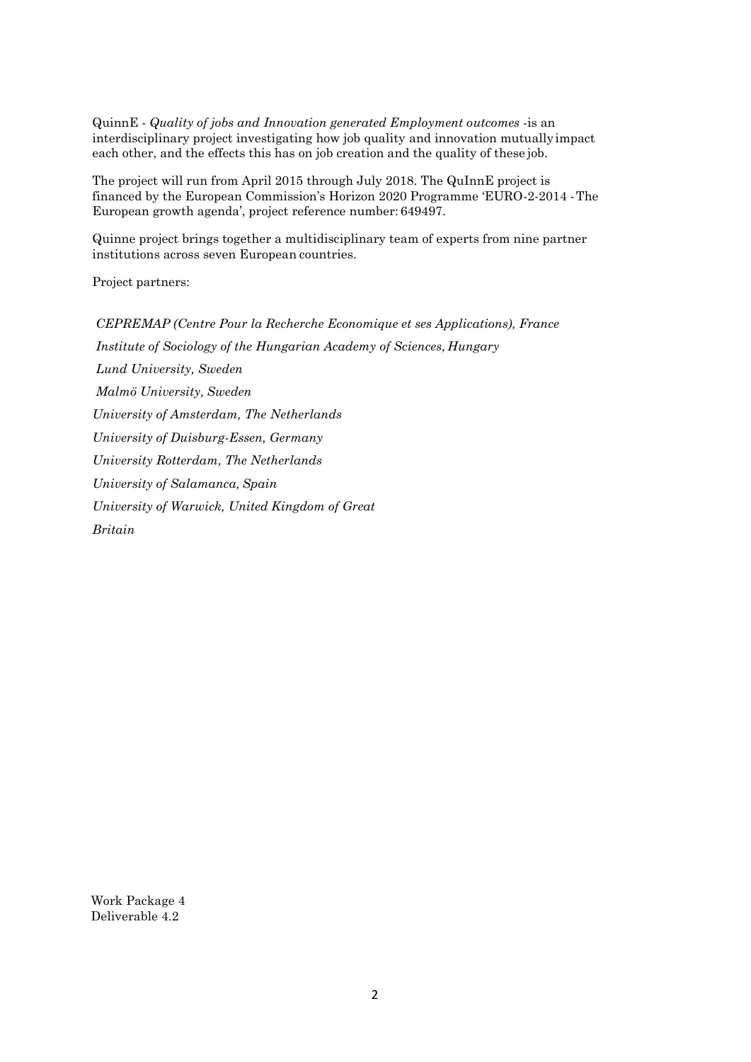QuinnE - *Quality of jobs and Innovation generated Employment outcomes* -is an interdisciplinary project investigating how job quality and innovation mutually impact each other, and the effects this has on job creation and the quality of these job.

The project will run from April 2015 through July 2018. The QuInnE project is financed by the European Commission's Horizon 2020 Programme 'EURO-2-2014 - The European growth agenda', project reference number: 649497.

Quinne project brings together a multidisciplinary team of experts from nine partner institutions across seven European countries.

Project partners:

*CEPREMAP (Centre Pour la Recherche Economique et ses Applications), France*

*Institute of Sociology of the Hungarian Academy of Sciences, Hungary*

*Lund University, Sweden*

*Malmö University, Sweden*

*University of Amsterdam, The Netherlands*

*University of Duisburg-Essen, Germany*

*University Rotterdam, The Netherlands*

*University of Salamanca, Spain*

*University of Warwick, United Kingdom of Great Britain*

Work Package 4
Deliverable 4.2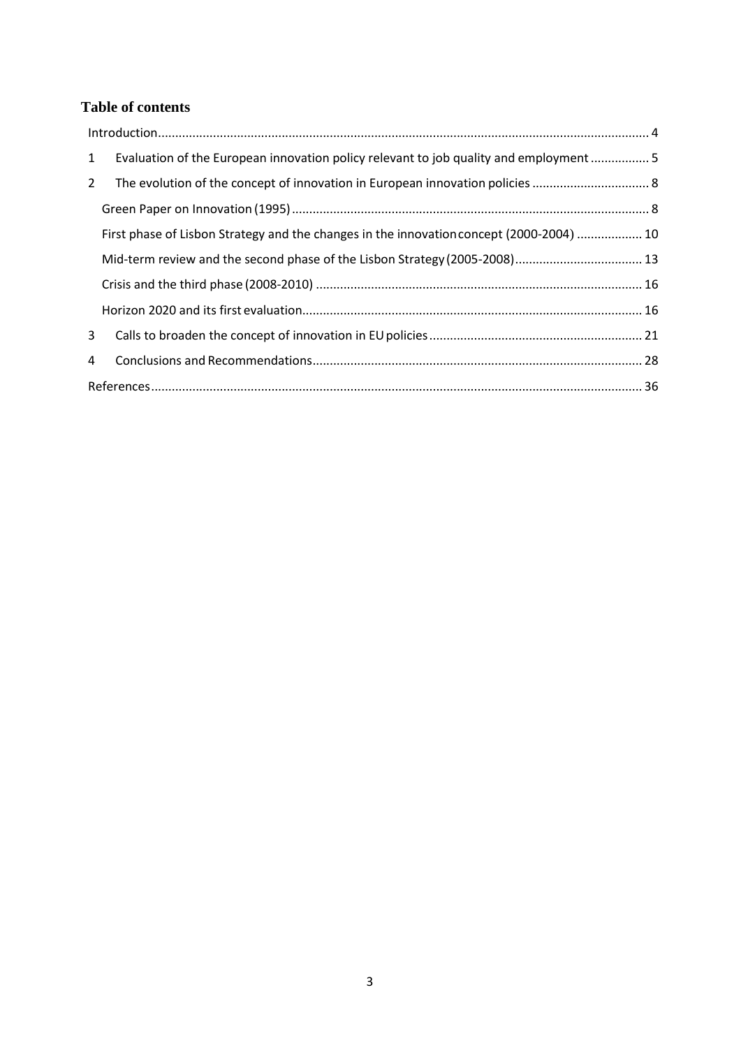## Table of contents

Introduction.......................................................................................................................................... 4

1 Evaluation of the European innovation policy relevant to job quality and employment ................ 5

2 The evolution of the concept of innovation in European innovation policies .................................. 8

Green Paper on Innovation (1995) ....................................................................................................... 8

First phase of Lisbon Strategy and the changes in the innovation concept (2000-2004) .................. 10

Mid-term review and the second phase of the Lisbon Strategy (2005-2008)..................................... 13

Crisis and the third phase (2008-2010) .............................................................................................. 16

Horizon 2020 and its first evaluation.................................................................................................. 16

3 Calls to broaden the concept of innovation in EU policies ............................................................. 21

4 Conclusions and Recommendations............................................................................................... 28

References.......................................................................................................................................... 36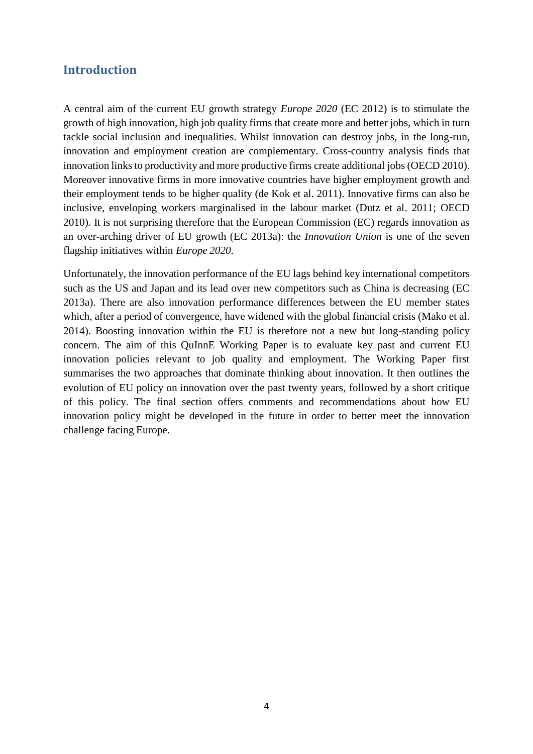## Introduction

A central aim of the current EU growth strategy *Europe 2020* (EC 2012) is to stimulate the growth of high innovation, high job quality firms that create more and better jobs, which in turn tackle social inclusion and inequalities. Whilst innovation can destroy jobs, in the long-run, innovation and employment creation are complementary. Cross-country analysis finds that innovation links to productivity and more productive firms create additional jobs (OECD 2010). Moreover innovative firms in more innovative countries have higher employment growth and their employment tends to be higher quality (de Kok et al. 2011). Innovative firms can also be inclusive, enveloping workers marginalised in the labour market (Dutz et al. 2011; OECD 2010). It is not surprising therefore that the European Commission (EC) regards innovation as an over-arching driver of EU growth (EC 2013a): the *Innovation Union* is one of the seven flagship initiatives within *Europe 2020*.

Unfortunately, the innovation performance of the EU lags behind key international competitors such as the US and Japan and its lead over new competitors such as China is decreasing (EC 2013a). There are also innovation performance differences between the EU member states which, after a period of convergence, have widened with the global financial crisis (Mako et al. 2014). Boosting innovation within the EU is therefore not a new but long-standing policy concern. The aim of this QuInnE Working Paper is to evaluate key past and current EU innovation policies relevant to job quality and employment. The Working Paper first summarises the two approaches that dominate thinking about innovation. It then outlines the evolution of EU policy on innovation over the past twenty years, followed by a short critique of this policy. The final section offers comments and recommendations about how EU innovation policy might be developed in the future in order to better meet the innovation challenge facing Europe.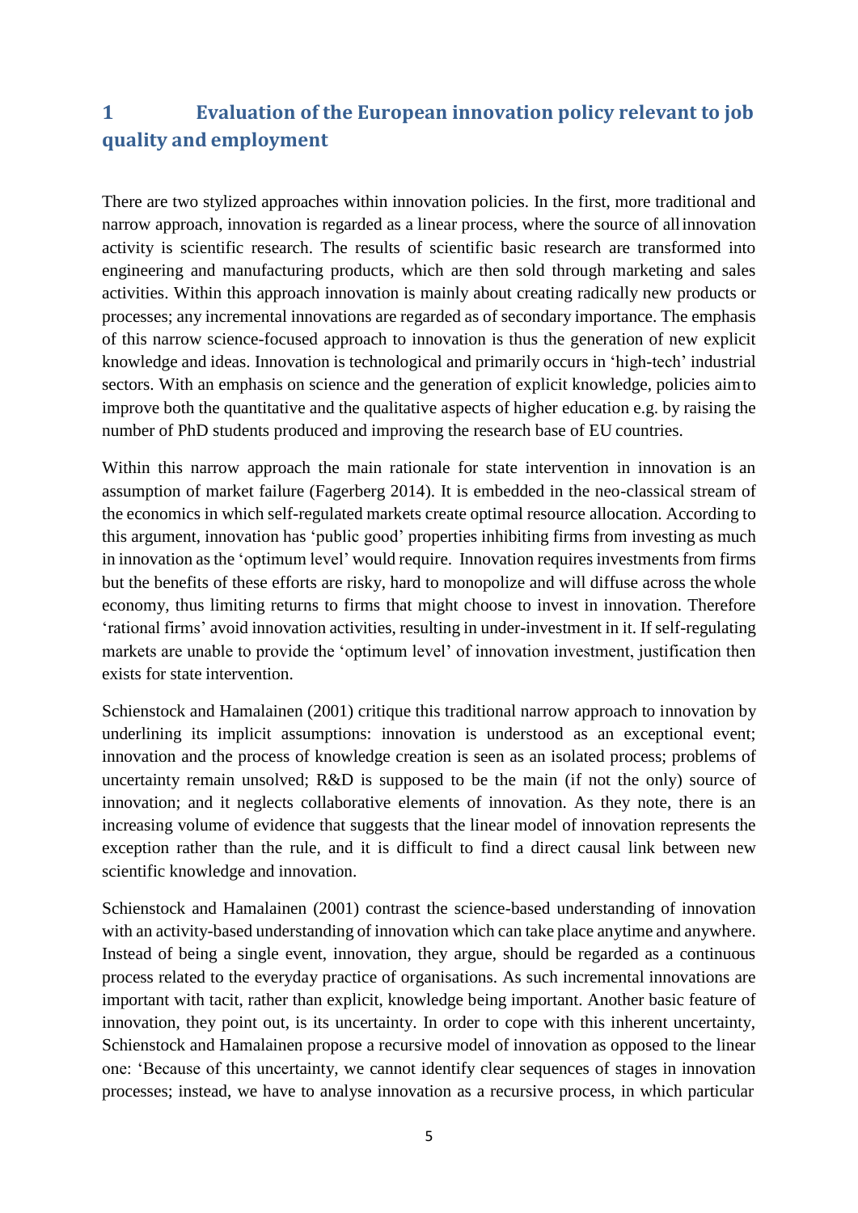# 1 Evaluation of the European innovation policy relevant to job quality and employment

There are two stylized approaches within innovation policies. In the first, more traditional and narrow approach, innovation is regarded as a linear process, where the source of all innovation activity is scientific research. The results of scientific basic research are transformed into engineering and manufacturing products, which are then sold through marketing and sales activities. Within this approach innovation is mainly about creating radically new products or processes; any incremental innovations are regarded as of secondary importance. The emphasis of this narrow science-focused approach to innovation is thus the generation of new explicit knowledge and ideas. Innovation is technological and primarily occurs in 'high-tech' industrial sectors. With an emphasis on science and the generation of explicit knowledge, policies aim to improve both the quantitative and the qualitative aspects of higher education e.g. by raising the number of PhD students produced and improving the research base of EU countries.

Within this narrow approach the main rationale for state intervention in innovation is an assumption of market failure (Fagerberg 2014). It is embedded in the neo-classical stream of the economics in which self-regulated markets create optimal resource allocation. According to this argument, innovation has 'public good' properties inhibiting firms from investing as much in innovation as the 'optimum level' would require. Innovation requires investments from firms but the benefits of these efforts are risky, hard to monopolize and will diffuse across the whole economy, thus limiting returns to firms that might choose to invest in innovation. Therefore 'rational firms' avoid innovation activities, resulting in under-investment in it. If self-regulating markets are unable to provide the 'optimum level' of innovation investment, justification then exists for state intervention.

Schienstock and Hamalainen (2001) critique this traditional narrow approach to innovation by underlining its implicit assumptions: innovation is understood as an exceptional event; innovation and the process of knowledge creation is seen as an isolated process; problems of uncertainty remain unsolved; R&D is supposed to be the main (if not the only) source of innovation; and it neglects collaborative elements of innovation. As they note, there is an increasing volume of evidence that suggests that the linear model of innovation represents the exception rather than the rule, and it is difficult to find a direct causal link between new scientific knowledge and innovation.

Schienstock and Hamalainen (2001) contrast the science-based understanding of innovation with an activity-based understanding of innovation which can take place anytime and anywhere. Instead of being a single event, innovation, they argue, should be regarded as a continuous process related to the everyday practice of organisations. As such incremental innovations are important with tacit, rather than explicit, knowledge being important. Another basic feature of innovation, they point out, is its uncertainty. In order to cope with this inherent uncertainty, Schienstock and Hamalainen propose a recursive model of innovation as opposed to the linear one: 'Because of this uncertainty, we cannot identify clear sequences of stages in innovation processes; instead, we have to analyse innovation as a recursive process, in which particular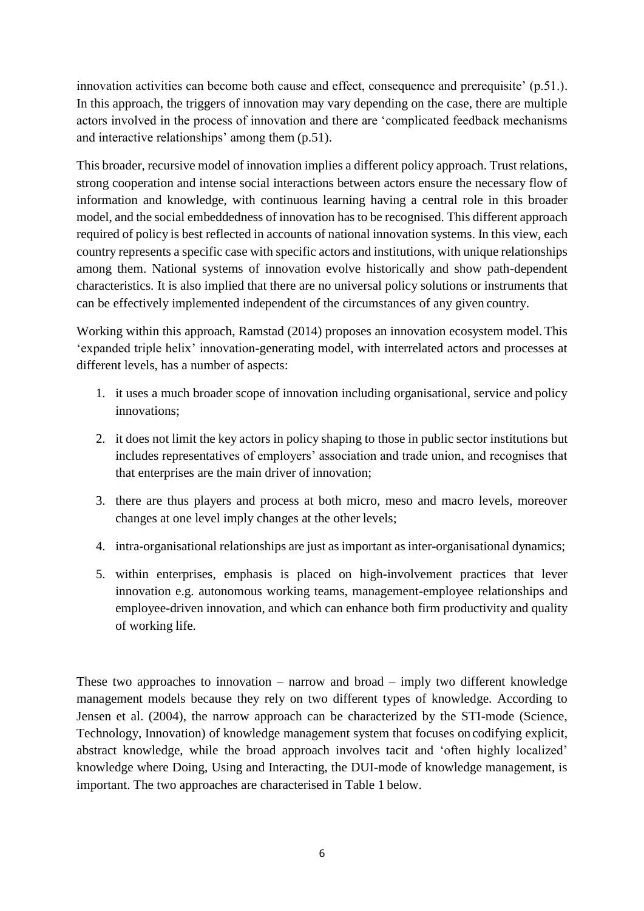innovation activities can become both cause and effect, consequence and prerequisite' (p.51.). In this approach, the triggers of innovation may vary depending on the case, there are multiple actors involved in the process of innovation and there are 'complicated feedback mechanisms and interactive relationships' among them (p.51).

This broader, recursive model of innovation implies a different policy approach. Trust relations, strong cooperation and intense social interactions between actors ensure the necessary flow of information and knowledge, with continuous learning having a central role in this broader model, and the social embeddedness of innovation has to be recognised. This different approach required of policy is best reflected in accounts of national innovation systems. In this view, each country represents a specific case with specific actors and institutions, with unique relationships among them. National systems of innovation evolve historically and show path-dependent characteristics. It is also implied that there are no universal policy solutions or instruments that can be effectively implemented independent of the circumstances of any given country.

Working within this approach, Ramstad (2014) proposes an innovation ecosystem model. This 'expanded triple helix' innovation-generating model, with interrelated actors and processes at different levels, has a number of aspects:

1. it uses a much broader scope of innovation including organisational, service and policy innovations;
2. it does not limit the key actors in policy shaping to those in public sector institutions but includes representatives of employers' association and trade union, and recognises that that enterprises are the main driver of innovation;
3. there are thus players and process at both micro, meso and macro levels, moreover changes at one level imply changes at the other levels;
4. intra-organisational relationships are just as important as inter-organisational dynamics;
5. within enterprises, emphasis is placed on high-involvement practices that lever innovation e.g. autonomous working teams, management-employee relationships and employee-driven innovation, and which can enhance both firm productivity and quality of working life.

These two approaches to innovation – narrow and broad – imply two different knowledge management models because they rely on two different types of knowledge. According to Jensen et al. (2004), the narrow approach can be characterized by the STI-mode (Science, Technology, Innovation) of knowledge management system that focuses on codifying explicit, abstract knowledge, while the broad approach involves tacit and 'often highly localized' knowledge where Doing, Using and Interacting, the DUI-mode of knowledge management, is important. The two approaches are characterised in Table 1 below.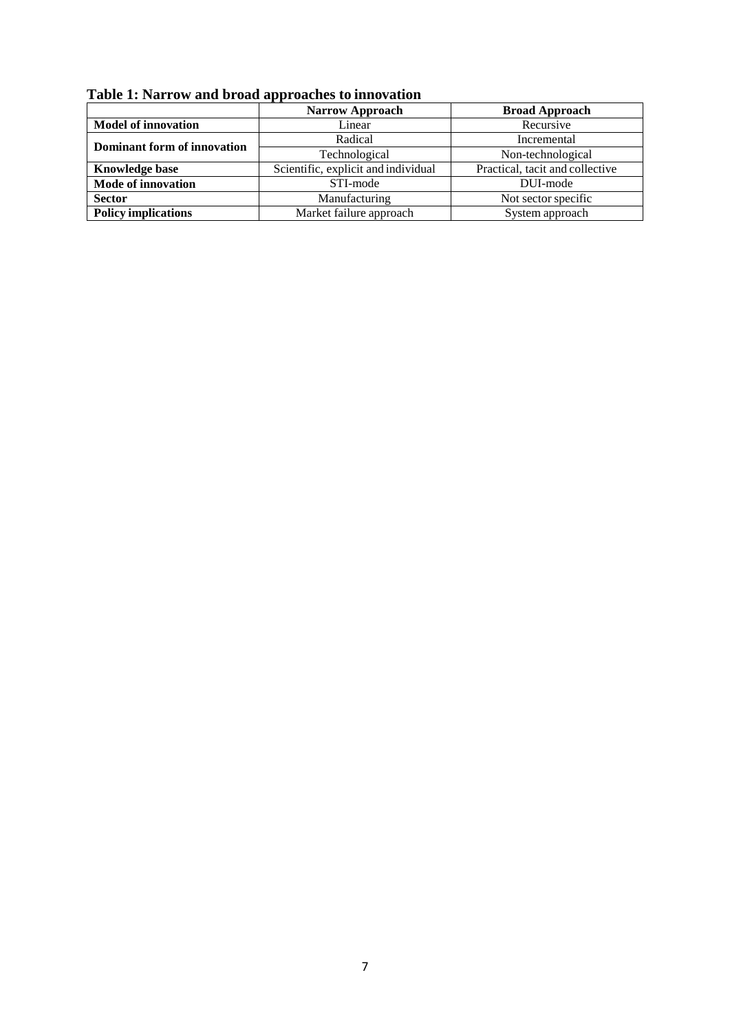**Table 1: Narrow and broad approaches to innovation**

| | Narrow Approach | Broad Approach |
|---|---|---|
| **Model of innovation** | Linear | Recursive |
| **Dominant form of innovation** | Radical | Incremental |
| | Technological | Non-technological |
| **Knowledge base** | Scientific, explicit and individual | Practical, tacit and collective |
| **Mode of innovation** | STI-mode | DUI-mode |
| **Sector** | Manufacturing | Not sector specific |
| **Policy implications** | Market failure approach | System approach |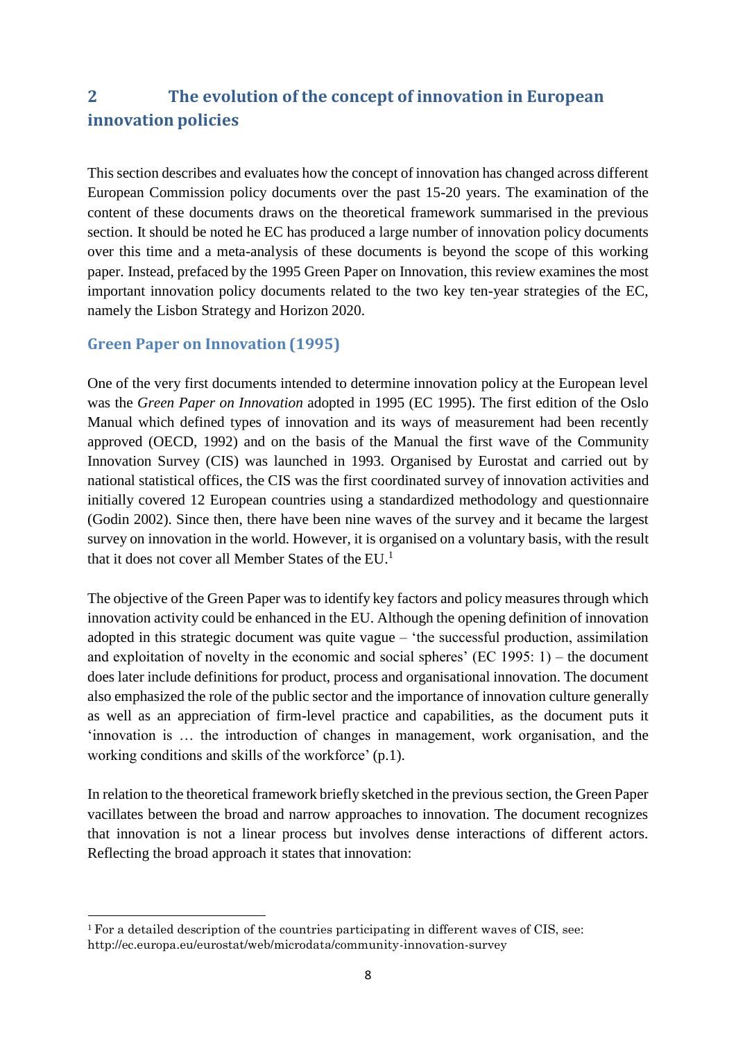## 2 The evolution of the concept of innovation in European innovation policies

This section describes and evaluates how the concept of innovation has changed across different European Commission policy documents over the past 15-20 years. The examination of the content of these documents draws on the theoretical framework summarised in the previous section. It should be noted he EC has produced a large number of innovation policy documents over this time and a meta-analysis of these documents is beyond the scope of this working paper. Instead, prefaced by the 1995 Green Paper on Innovation, this review examines the most important innovation policy documents related to the two key ten-year strategies of the EC, namely the Lisbon Strategy and Horizon 2020.

### Green Paper on Innovation (1995)

One of the very first documents intended to determine innovation policy at the European level was the *Green Paper on Innovation* adopted in 1995 (EC 1995). The first edition of the Oslo Manual which defined types of innovation and its ways of measurement had been recently approved (OECD, 1992) and on the basis of the Manual the first wave of the Community Innovation Survey (CIS) was launched in 1993. Organised by Eurostat and carried out by national statistical offices, the CIS was the first coordinated survey of innovation activities and initially covered 12 European countries using a standardized methodology and questionnaire (Godin 2002). Since then, there have been nine waves of the survey and it became the largest survey on innovation in the world. However, it is organised on a voluntary basis, with the result that it does not cover all Member States of the EU.[1]

The objective of the Green Paper was to identify key factors and policy measures through which innovation activity could be enhanced in the EU. Although the opening definition of innovation adopted in this strategic document was quite vague – 'the successful production, assimilation and exploitation of novelty in the economic and social spheres' (EC 1995: 1) – the document does later include definitions for product, process and organisational innovation. The document also emphasized the role of the public sector and the importance of innovation culture generally as well as an appreciation of firm-level practice and capabilities, as the document puts it 'innovation is … the introduction of changes in management, work organisation, and the working conditions and skills of the workforce' (p.1).

In relation to the theoretical framework briefly sketched in the previous section, the Green Paper vacillates between the broad and narrow approaches to innovation. The document recognizes that innovation is not a linear process but involves dense interactions of different actors. Reflecting the broad approach it states that innovation:

[1] For a detailed description of the countries participating in different waves of CIS, see: http://ec.europa.eu/eurostat/web/microdata/community-innovation-survey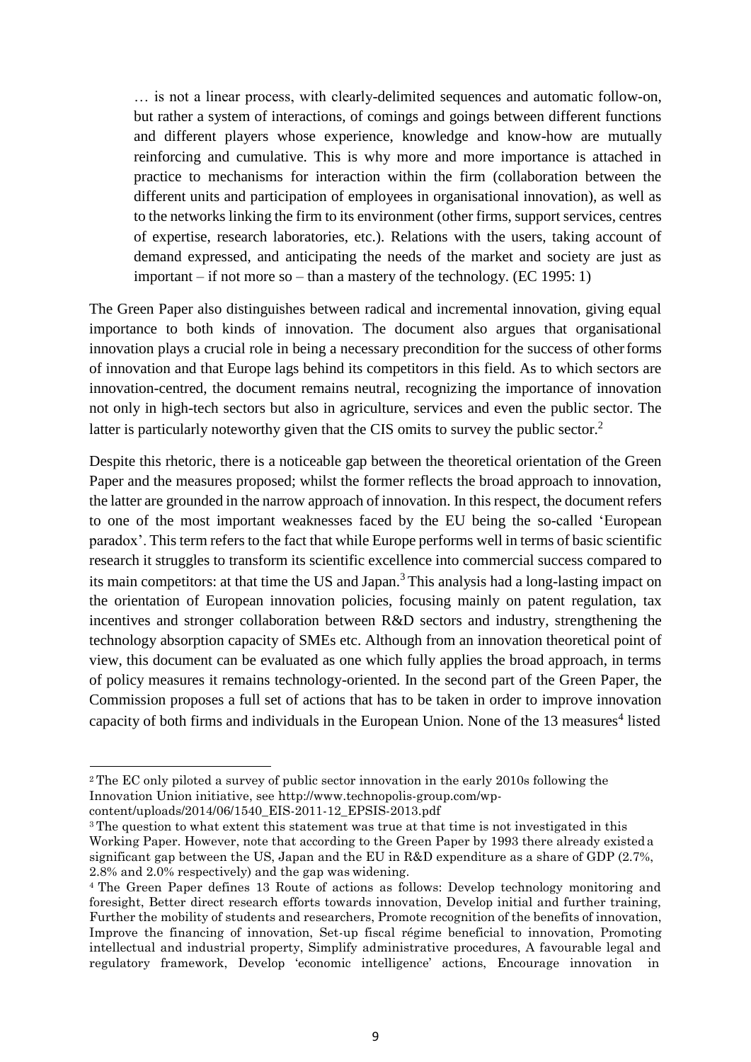> … is not a linear process, with clearly-delimited sequences and automatic follow-on, but rather a system of interactions, of comings and goings between different functions and different players whose experience, knowledge and know-how are mutually reinforcing and cumulative. This is why more and more importance is attached in practice to mechanisms for interaction within the firm (collaboration between the different units and participation of employees in organisational innovation), as well as to the networks linking the firm to its environment (other firms, support services, centres of expertise, research laboratories, etc.). Relations with the users, taking account of demand expressed, and anticipating the needs of the market and society are just as important – if not more so – than a mastery of the technology. (EC 1995: 1)

The Green Paper also distinguishes between radical and incremental innovation, giving equal importance to both kinds of innovation. The document also argues that organisational innovation plays a crucial role in being a necessary precondition for the success of other forms of innovation and that Europe lags behind its competitors in this field. As to which sectors are innovation-centred, the document remains neutral, recognizing the importance of innovation not only in high-tech sectors but also in agriculture, services and even the public sector. The latter is particularly noteworthy given that the CIS omits to survey the public sector.[2]

Despite this rhetoric, there is a noticeable gap between the theoretical orientation of the Green Paper and the measures proposed; whilst the former reflects the broad approach to innovation, the latter are grounded in the narrow approach of innovation. In this respect, the document refers to one of the most important weaknesses faced by the EU being the so-called 'European paradox'. This term refers to the fact that while Europe performs well in terms of basic scientific research it struggles to transform its scientific excellence into commercial success compared to its main competitors: at that time the US and Japan.[3] This analysis had a long-lasting impact on the orientation of European innovation policies, focusing mainly on patent regulation, tax incentives and stronger collaboration between R&D sectors and industry, strengthening the technology absorption capacity of SMEs etc. Although from an innovation theoretical point of view, this document can be evaluated as one which fully applies the broad approach, in terms of policy measures it remains technology-oriented. In the second part of the Green Paper, the Commission proposes a full set of actions that has to be taken in order to improve innovation capacity of both firms and individuals in the European Union. None of the 13 measures[4] listed

---

[2] The EC only piloted a survey of public sector innovation in the early 2010s following the Innovation Union initiative, see http://www.technopolis-group.com/wp-content/uploads/2014/06/1540_EIS-2011-12_EPSIS-2013.pdf

[3] The question to what extent this statement was true at that time is not investigated in this Working Paper. However, note that according to the Green Paper by 1993 there already existed a significant gap between the US, Japan and the EU in R&D expenditure as a share of GDP (2.7%, 2.8% and 2.0% respectively) and the gap was widening.

[4] The Green Paper defines 13 Route of actions as follows: Develop technology monitoring and foresight, Better direct research efforts towards innovation, Develop initial and further training, Further the mobility of students and researchers, Promote recognition of the benefits of innovation, Improve the financing of innovation, Set-up fiscal régime beneficial to innovation, Promoting intellectual and industrial property, Simplify administrative procedures, A favourable legal and regulatory framework, Develop 'economic intelligence' actions, Encourage innovation in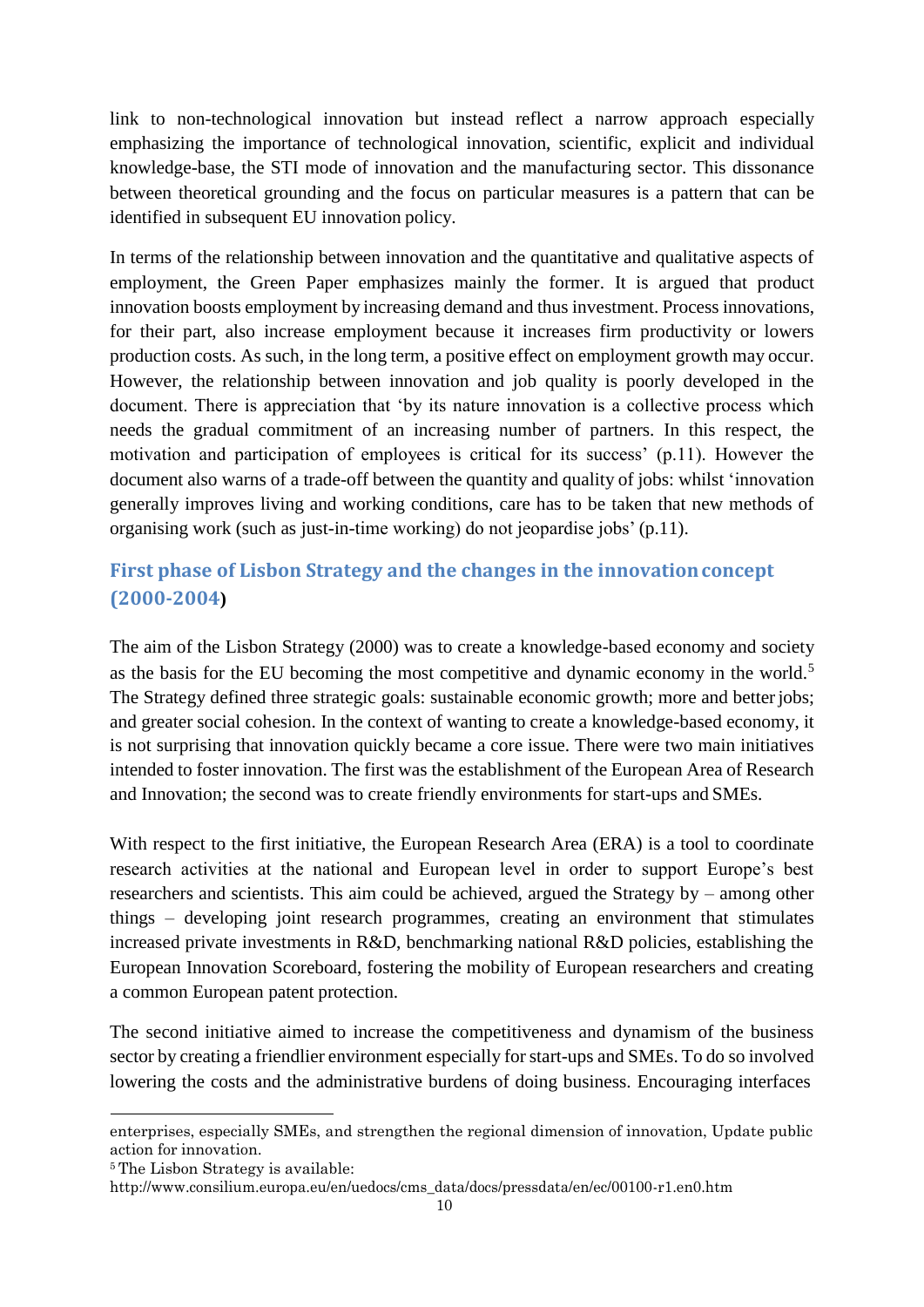link to non-technological innovation but instead reflect a narrow approach especially emphasizing the importance of technological innovation, scientific, explicit and individual knowledge-base, the STI mode of innovation and the manufacturing sector. This dissonance between theoretical grounding and the focus on particular measures is a pattern that can be identified in subsequent EU innovation policy.

In terms of the relationship between innovation and the quantitative and qualitative aspects of employment, the Green Paper emphasizes mainly the former. It is argued that product innovation boosts employment by increasing demand and thus investment. Process innovations, for their part, also increase employment because it increases firm productivity or lowers production costs. As such, in the long term, a positive effect on employment growth may occur. However, the relationship between innovation and job quality is poorly developed in the document. There is appreciation that 'by its nature innovation is a collective process which needs the gradual commitment of an increasing number of partners. In this respect, the motivation and participation of employees is critical for its success' (p.11). However the document also warns of a trade-off between the quantity and quality of jobs: whilst 'innovation generally improves living and working conditions, care has to be taken that new methods of organising work (such as just-in-time working) do not jeopardise jobs' (p.11).

## First phase of Lisbon Strategy and the changes in the innovation concept (2000-2004)

The aim of the Lisbon Strategy (2000) was to create a knowledge-based economy and society as the basis for the EU becoming the most competitive and dynamic economy in the world.[5] The Strategy defined three strategic goals: sustainable economic growth; more and better jobs; and greater social cohesion. In the context of wanting to create a knowledge-based economy, it is not surprising that innovation quickly became a core issue. There were two main initiatives intended to foster innovation. The first was the establishment of the European Area of Research and Innovation; the second was to create friendly environments for start-ups and SMEs.

With respect to the first initiative, the European Research Area (ERA) is a tool to coordinate research activities at the national and European level in order to support Europe's best researchers and scientists. This aim could be achieved, argued the Strategy by – among other things – developing joint research programmes, creating an environment that stimulates increased private investments in R&D, benchmarking national R&D policies, establishing the European Innovation Scoreboard, fostering the mobility of European researchers and creating a common European patent protection.

The second initiative aimed to increase the competitiveness and dynamism of the business sector by creating a friendlier environment especially for start-ups and SMEs. To do so involved lowering the costs and the administrative burdens of doing business. Encouraging interfaces

---

enterprises, especially SMEs, and strengthen the regional dimension of innovation, Update public action for innovation.

[5] The Lisbon Strategy is available: http://www.consilium.europa.eu/en/uedocs/cms_data/docs/pressdata/en/ec/00100-r1.en0.htm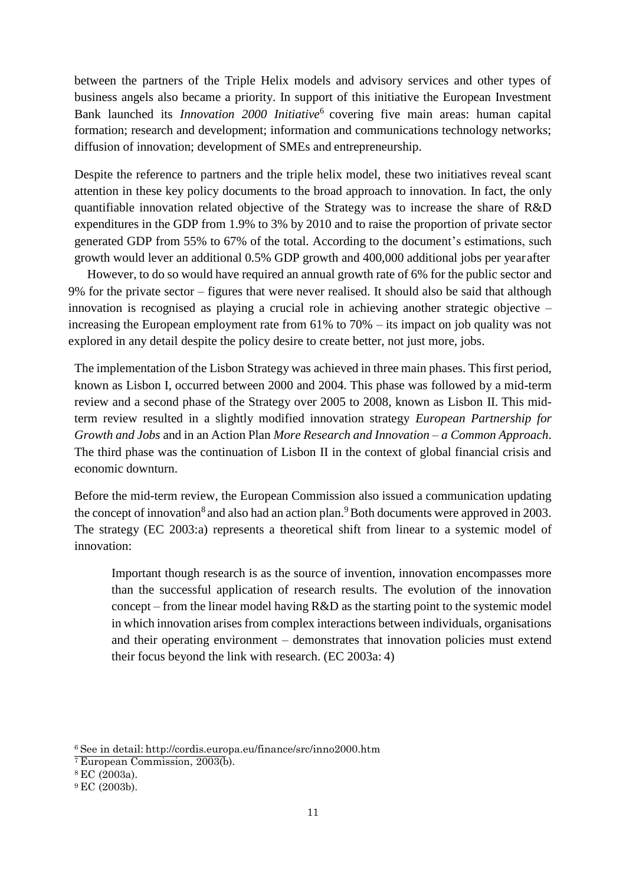between the partners of the Triple Helix models and advisory services and other types of business angels also became a priority. In support of this initiative the European Investment Bank launched its *Innovation 2000 Initiative*[6] covering five main areas: human capital formation; research and development; information and communications technology networks; diffusion of innovation; development of SMEs and entrepreneurship.

Despite the reference to partners and the triple helix model, these two initiatives reveal scant attention in these key policy documents to the broad approach to innovation. In fact, the only quantifiable innovation related objective of the Strategy was to increase the share of R&D expenditures in the GDP from 1.9% to 3% by 2010 and to raise the proportion of private sector generated GDP from 55% to 67% of the total. According to the document's estimations, such growth would lever an additional 0.5% GDP growth and 400,000 additional jobs per year after

However, to do so would have required an annual growth rate of 6% for the public sector and 9% for the private sector – figures that were never realised. It should also be said that although innovation is recognised as playing a crucial role in achieving another strategic objective – increasing the European employment rate from 61% to 70% – its impact on job quality was not explored in any detail despite the policy desire to create better, not just more, jobs.

The implementation of the Lisbon Strategy was achieved in three main phases. This first period, known as Lisbon I, occurred between 2000 and 2004. This phase was followed by a mid-term review and a second phase of the Strategy over 2005 to 2008, known as Lisbon II. This mid-term review resulted in a slightly modified innovation strategy *European Partnership for Growth and Jobs* and in an Action Plan *More Research and Innovation – a Common Approach*. The third phase was the continuation of Lisbon II in the context of global financial crisis and economic downturn.

Before the mid-term review, the European Commission also issued a communication updating the concept of innovation[8] and also had an action plan.[9] Both documents were approved in 2003. The strategy (EC 2003:a) represents a theoretical shift from linear to a systemic model of innovation:

> Important though research is as the source of invention, innovation encompasses more than the successful application of research results. The evolution of the innovation concept – from the linear model having R&D as the starting point to the systemic model in which innovation arises from complex interactions between individuals, organisations and their operating environment – demonstrates that innovation policies must extend their focus beyond the link with research. (EC 2003a: 4)

[6] See in detail: http://cordis.europa.eu/finance/src/inno2000.htm

[7] European Commission, 2003(b).

[8] EC (2003a).

[9] EC (2003b).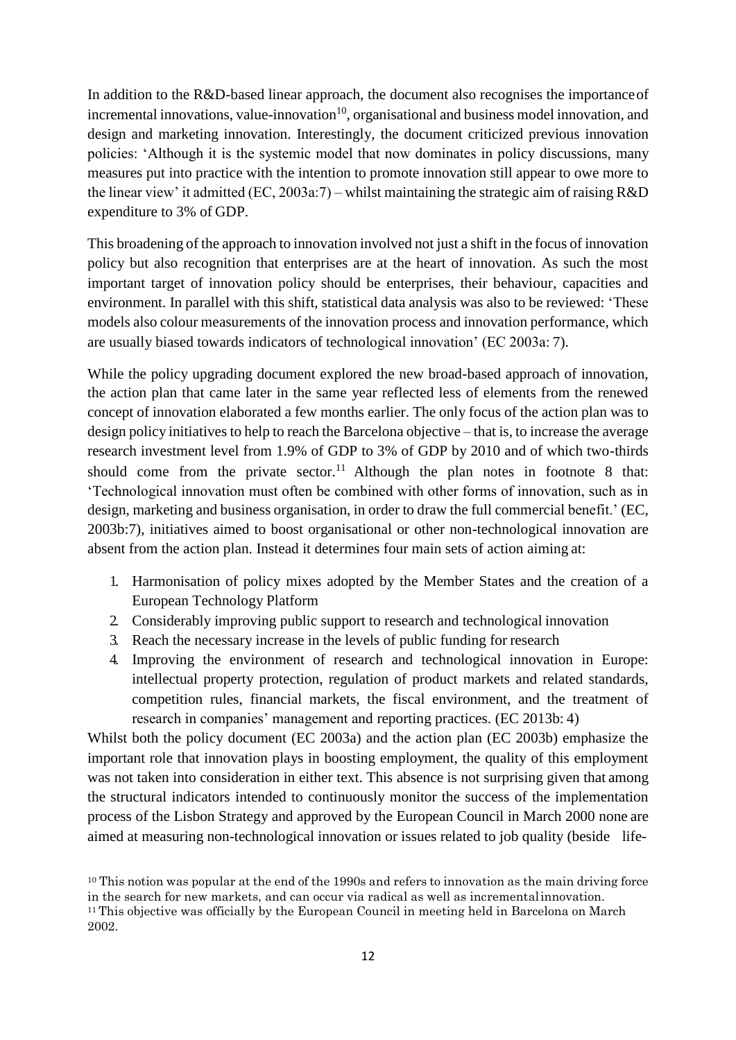In addition to the R&D-based linear approach, the document also recognises the importance of incremental innovations, value-innovation[10], organisational and business model innovation, and design and marketing innovation. Interestingly, the document criticized previous innovation policies: 'Although it is the systemic model that now dominates in policy discussions, many measures put into practice with the intention to promote innovation still appear to owe more to the linear view' it admitted (EC, 2003a:7) – whilst maintaining the strategic aim of raising R&D expenditure to 3% of GDP.

This broadening of the approach to innovation involved not just a shift in the focus of innovation policy but also recognition that enterprises are at the heart of innovation. As such the most important target of innovation policy should be enterprises, their behaviour, capacities and environment. In parallel with this shift, statistical data analysis was also to be reviewed: 'These models also colour measurements of the innovation process and innovation performance, which are usually biased towards indicators of technological innovation' (EC 2003a: 7).

While the policy upgrading document explored the new broad-based approach of innovation, the action plan that came later in the same year reflected less of elements from the renewed concept of innovation elaborated a few months earlier. The only focus of the action plan was to design policy initiatives to help to reach the Barcelona objective – that is, to increase the average research investment level from 1.9% of GDP to 3% of GDP by 2010 and of which two-thirds should come from the private sector.[11] Although the plan notes in footnote 8 that: 'Technological innovation must often be combined with other forms of innovation, such as in design, marketing and business organisation, in order to draw the full commercial benefit.' (EC, 2003b:7), initiatives aimed to boost organisational or other non-technological innovation are absent from the action plan. Instead it determines four main sets of action aiming at:

1. Harmonisation of policy mixes adopted by the Member States and the creation of a European Technology Platform
2. Considerably improving public support to research and technological innovation
3. Reach the necessary increase in the levels of public funding for research
4. Improving the environment of research and technological innovation in Europe: intellectual property protection, regulation of product markets and related standards, competition rules, financial markets, the fiscal environment, and the treatment of research in companies' management and reporting practices. (EC 2013b: 4)

Whilst both the policy document (EC 2003a) and the action plan (EC 2003b) emphasize the important role that innovation plays in boosting employment, the quality of this employment was not taken into consideration in either text. This absence is not surprising given that among the structural indicators intended to continuously monitor the success of the implementation process of the Lisbon Strategy and approved by the European Council in March 2000 none are aimed at measuring non-technological innovation or issues related to job quality (beside life-

[10] This notion was popular at the end of the 1990s and refers to innovation as the main driving force in the search for new markets, and can occur via radical as well as incremental innovation.

[11] This objective was officially by the European Council in meeting held in Barcelona on March 2002.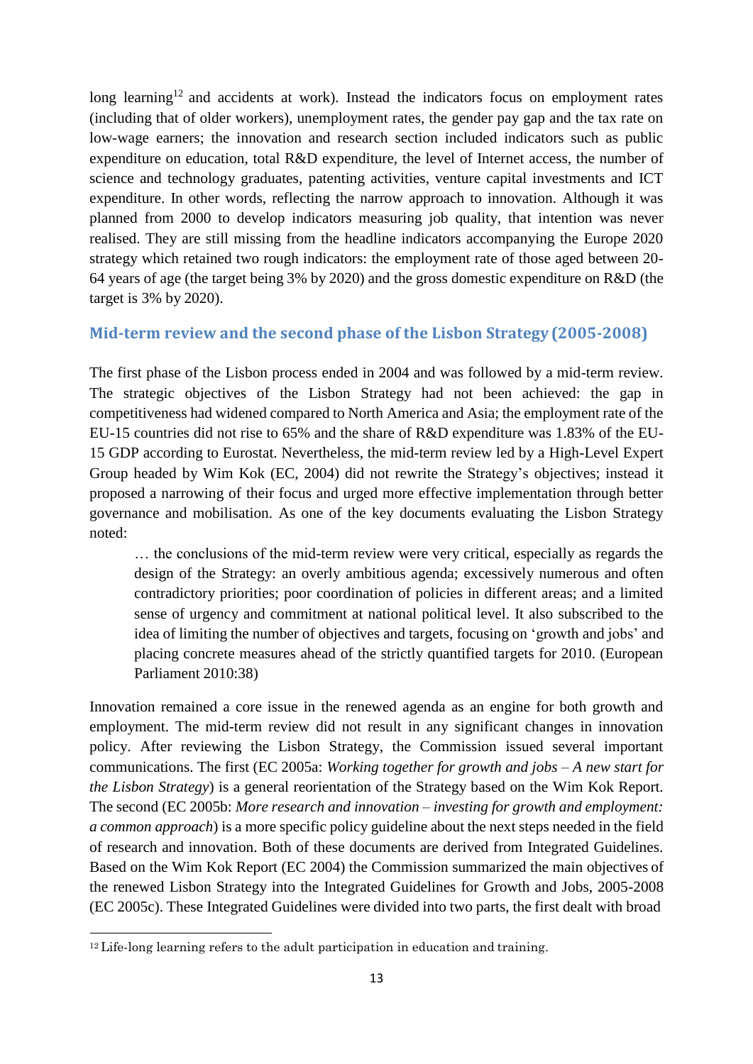long learning[12] and accidents at work). Instead the indicators focus on employment rates (including that of older workers), unemployment rates, the gender pay gap and the tax rate on low-wage earners; the innovation and research section included indicators such as public expenditure on education, total R&D expenditure, the level of Internet access, the number of science and technology graduates, patenting activities, venture capital investments and ICT expenditure. In other words, reflecting the narrow approach to innovation. Although it was planned from 2000 to develop indicators measuring job quality, that intention was never realised. They are still missing from the headline indicators accompanying the Europe 2020 strategy which retained two rough indicators: the employment rate of those aged between 20-64 years of age (the target being 3% by 2020) and the gross domestic expenditure on R&D (the target is 3% by 2020).

## Mid-term review and the second phase of the Lisbon Strategy (2005-2008)

The first phase of the Lisbon process ended in 2004 and was followed by a mid-term review. The strategic objectives of the Lisbon Strategy had not been achieved: the gap in competitiveness had widened compared to North America and Asia; the employment rate of the EU-15 countries did not rise to 65% and the share of R&D expenditure was 1.83% of the EU-15 GDP according to Eurostat. Nevertheless, the mid-term review led by a High-Level Expert Group headed by Wim Kok (EC, 2004) did not rewrite the Strategy's objectives; instead it proposed a narrowing of their focus and urged more effective implementation through better governance and mobilisation. As one of the key documents evaluating the Lisbon Strategy noted:

> … the conclusions of the mid-term review were very critical, especially as regards the design of the Strategy: an overly ambitious agenda; excessively numerous and often contradictory priorities; poor coordination of policies in different areas; and a limited sense of urgency and commitment at national political level. It also subscribed to the idea of limiting the number of objectives and targets, focusing on 'growth and jobs' and placing concrete measures ahead of the strictly quantified targets for 2010. (European Parliament 2010:38)

Innovation remained a core issue in the renewed agenda as an engine for both growth and employment. The mid-term review did not result in any significant changes in innovation policy. After reviewing the Lisbon Strategy, the Commission issued several important communications. The first (EC 2005a: *Working together for growth and jobs – A new start for the Lisbon Strategy*) is a general reorientation of the Strategy based on the Wim Kok Report. The second (EC 2005b: *More research and innovation – investing for growth and employment: a common approach*) is a more specific policy guideline about the next steps needed in the field of research and innovation. Both of these documents are derived from Integrated Guidelines. Based on the Wim Kok Report (EC 2004) the Commission summarized the main objectives of the renewed Lisbon Strategy into the Integrated Guidelines for Growth and Jobs, 2005-2008 (EC 2005c). These Integrated Guidelines were divided into two parts, the first dealt with broad

[12] Life-long learning refers to the adult participation in education and training.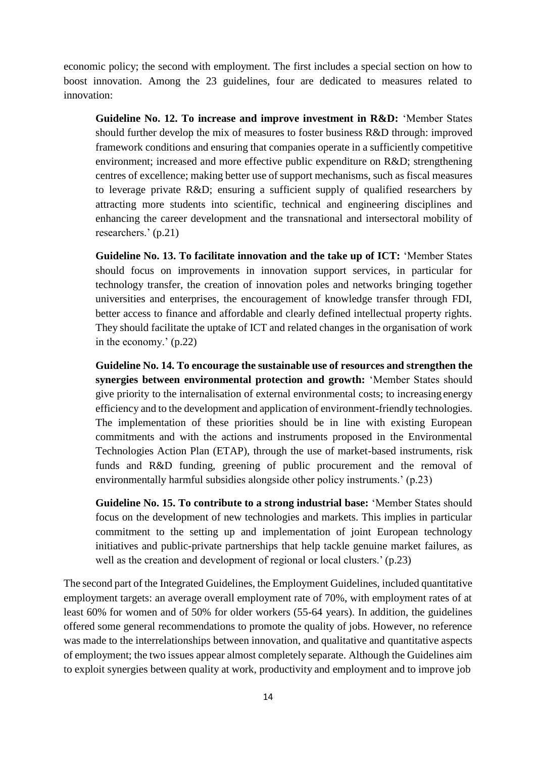economic policy; the second with employment. The first includes a special section on how to boost innovation. Among the 23 guidelines, four are dedicated to measures related to innovation:

> **Guideline No. 12. To increase and improve investment in R&D:** 'Member States should further develop the mix of measures to foster business R&D through: improved framework conditions and ensuring that companies operate in a sufficiently competitive environment; increased and more effective public expenditure on R&D; strengthening centres of excellence; making better use of support mechanisms, such as fiscal measures to leverage private R&D; ensuring a sufficient supply of qualified researchers by attracting more students into scientific, technical and engineering disciplines and enhancing the career development and the transnational and intersectoral mobility of researchers.' (p.21)
>
> **Guideline No. 13. To facilitate innovation and the take up of ICT:** 'Member States should focus on improvements in innovation support services, in particular for technology transfer, the creation of innovation poles and networks bringing together universities and enterprises, the encouragement of knowledge transfer through FDI, better access to finance and affordable and clearly defined intellectual property rights. They should facilitate the uptake of ICT and related changes in the organisation of work in the economy.' (p.22)
>
> **Guideline No. 14. To encourage the sustainable use of resources and strengthen the synergies between environmental protection and growth:** 'Member States should give priority to the internalisation of external environmental costs; to increasing energy efficiency and to the development and application of environment-friendly technologies. The implementation of these priorities should be in line with existing European commitments and with the actions and instruments proposed in the Environmental Technologies Action Plan (ETAP), through the use of market-based instruments, risk funds and R&D funding, greening of public procurement and the removal of environmentally harmful subsidies alongside other policy instruments.' (p.23)
>
> **Guideline No. 15. To contribute to a strong industrial base:** 'Member States should focus on the development of new technologies and markets. This implies in particular commitment to the setting up and implementation of joint European technology initiatives and public-private partnerships that help tackle genuine market failures, as well as the creation and development of regional or local clusters.' (p.23)

The second part of the Integrated Guidelines, the Employment Guidelines, included quantitative employment targets: an average overall employment rate of 70%, with employment rates of at least 60% for women and of 50% for older workers (55-64 years). In addition, the guidelines offered some general recommendations to promote the quality of jobs. However, no reference was made to the interrelationships between innovation, and qualitative and quantitative aspects of employment; the two issues appear almost completely separate. Although the Guidelines aim to exploit synergies between quality at work, productivity and employment and to improve job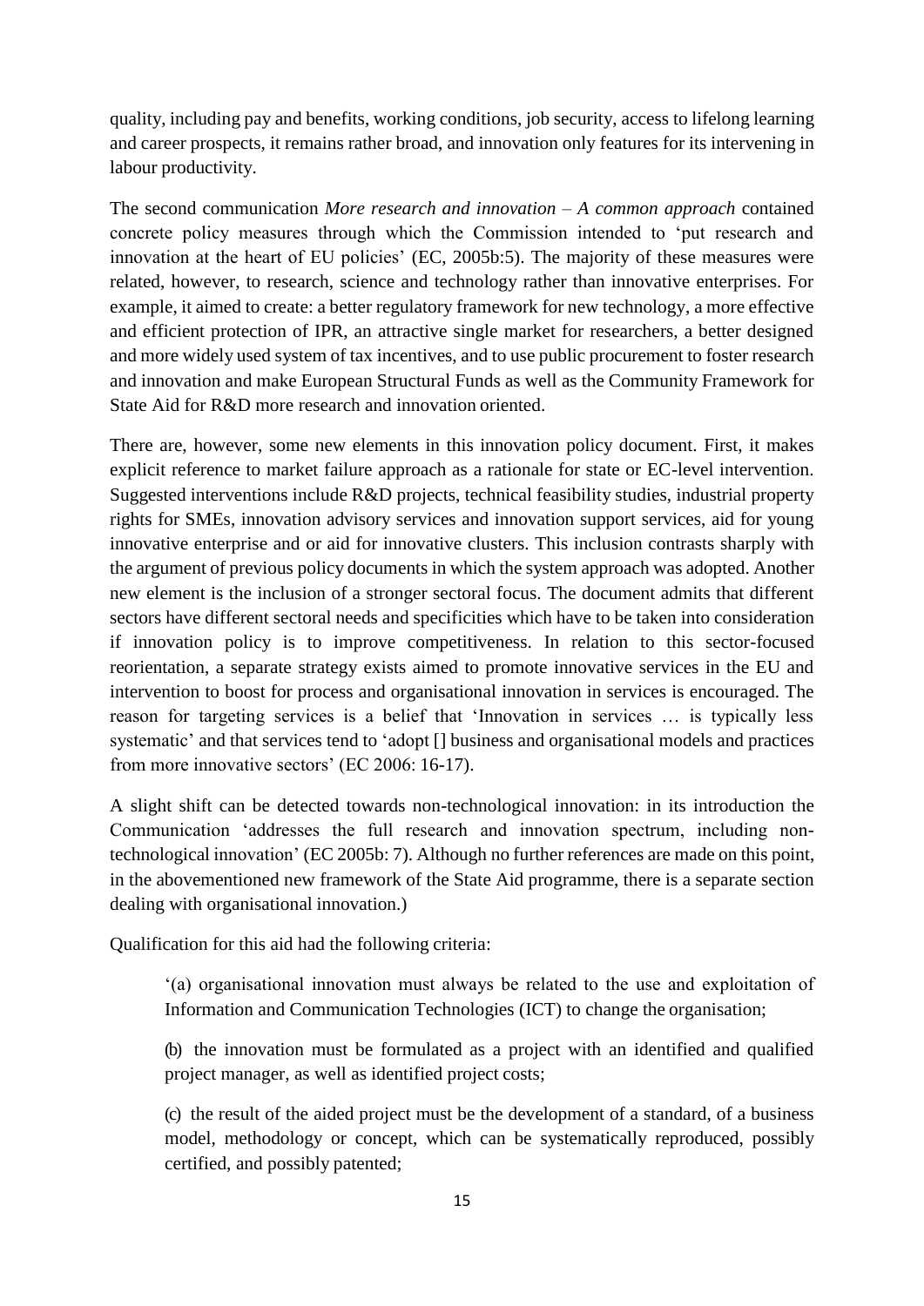quality, including pay and benefits, working conditions, job security, access to lifelong learning and career prospects, it remains rather broad, and innovation only features for its intervening in labour productivity.

The second communication *More research and innovation – A common approach* contained concrete policy measures through which the Commission intended to 'put research and innovation at the heart of EU policies' (EC, 2005b:5). The majority of these measures were related, however, to research, science and technology rather than innovative enterprises. For example, it aimed to create: a better regulatory framework for new technology, a more effective and efficient protection of IPR, an attractive single market for researchers, a better designed and more widely used system of tax incentives, and to use public procurement to foster research and innovation and make European Structural Funds as well as the Community Framework for State Aid for R&D more research and innovation oriented.

There are, however, some new elements in this innovation policy document. First, it makes explicit reference to market failure approach as a rationale for state or EC-level intervention. Suggested interventions include R&D projects, technical feasibility studies, industrial property rights for SMEs, innovation advisory services and innovation support services, aid for young innovative enterprise and or aid for innovative clusters. This inclusion contrasts sharply with the argument of previous policy documents in which the system approach was adopted. Another new element is the inclusion of a stronger sectoral focus. The document admits that different sectors have different sectoral needs and specificities which have to be taken into consideration if innovation policy is to improve competitiveness. In relation to this sector-focused reorientation, a separate strategy exists aimed to promote innovative services in the EU and intervention to boost for process and organisational innovation in services is encouraged. The reason for targeting services is a belief that 'Innovation in services … is typically less systematic' and that services tend to 'adopt [] business and organisational models and practices from more innovative sectors' (EC 2006: 16-17).

A slight shift can be detected towards non-technological innovation: in its introduction the Communication 'addresses the full research and innovation spectrum, including non-technological innovation' (EC 2005b: 7). Although no further references are made on this point, in the abovementioned new framework of the State Aid programme, there is a separate section dealing with organisational innovation.)

Qualification for this aid had the following criteria:

> '(a) organisational innovation must always be related to the use and exploitation of Information and Communication Technologies (ICT) to change the organisation;
>
> (b) the innovation must be formulated as a project with an identified and qualified project manager, as well as identified project costs;
>
> (c) the result of the aided project must be the development of a standard, of a business model, methodology or concept, which can be systematically reproduced, possibly certified, and possibly patented;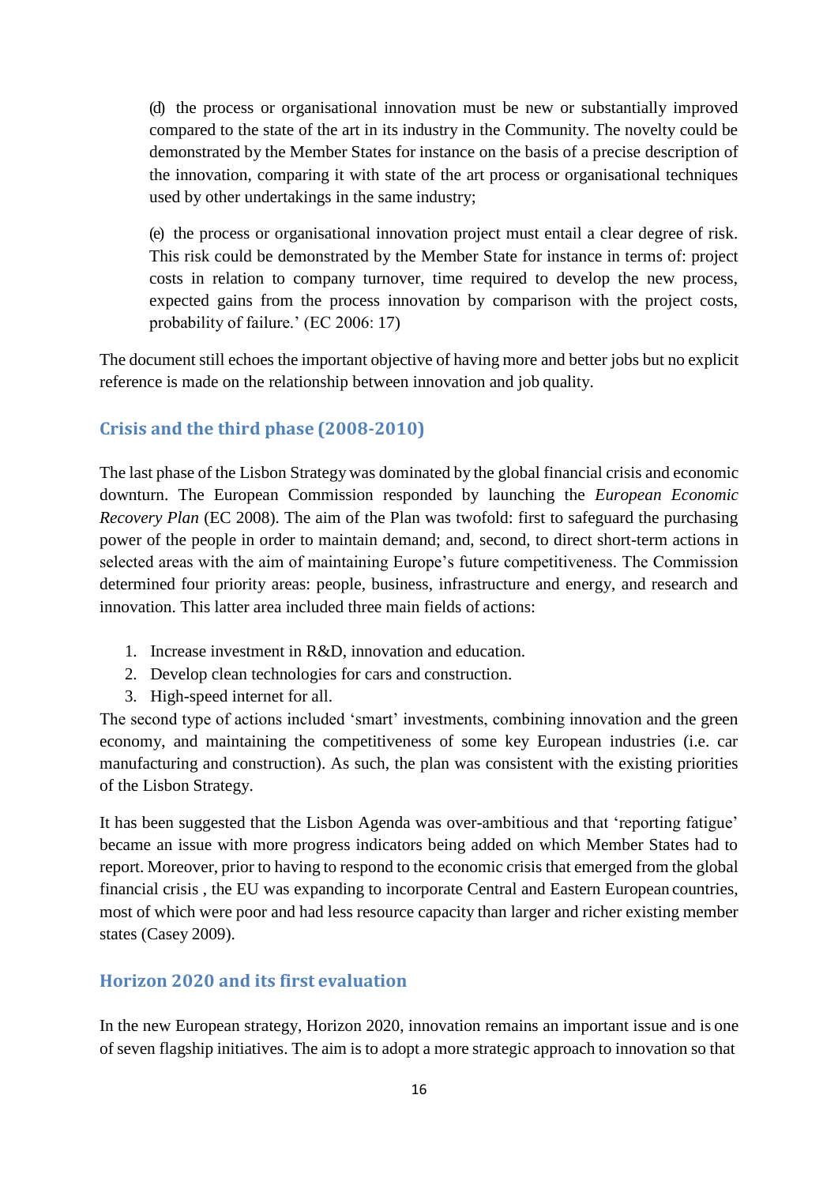(d) the process or organisational innovation must be new or substantially improved compared to the state of the art in its industry in the Community. The novelty could be demonstrated by the Member States for instance on the basis of a precise description of the innovation, comparing it with state of the art process or organisational techniques used by other undertakings in the same industry;

(e) the process or organisational innovation project must entail a clear degree of risk. This risk could be demonstrated by the Member State for instance in terms of: project costs in relation to company turnover, time required to develop the new process, expected gains from the process innovation by comparison with the project costs, probability of failure.' (EC 2006: 17)

The document still echoes the important objective of having more and better jobs but no explicit reference is made on the relationship between innovation and job quality.

### Crisis and the third phase (2008-2010)

The last phase of the Lisbon Strategy was dominated by the global financial crisis and economic downturn. The European Commission responded by launching the *European Economic Recovery Plan* (EC 2008). The aim of the Plan was twofold: first to safeguard the purchasing power of the people in order to maintain demand; and, second, to direct short-term actions in selected areas with the aim of maintaining Europe's future competitiveness. The Commission determined four priority areas: people, business, infrastructure and energy, and research and innovation. This latter area included three main fields of actions:

1. Increase investment in R&D, innovation and education.
2. Develop clean technologies for cars and construction.
3. High-speed internet for all.

The second type of actions included 'smart' investments, combining innovation and the green economy, and maintaining the competitiveness of some key European industries (i.e. car manufacturing and construction). As such, the plan was consistent with the existing priorities of the Lisbon Strategy.

It has been suggested that the Lisbon Agenda was over-ambitious and that 'reporting fatigue' became an issue with more progress indicators being added on which Member States had to report. Moreover, prior to having to respond to the economic crisis that emerged from the global financial crisis , the EU was expanding to incorporate Central and Eastern European countries, most of which were poor and had less resource capacity than larger and richer existing member states (Casey 2009).

### Horizon 2020 and its first evaluation

In the new European strategy, Horizon 2020, innovation remains an important issue and is one of seven flagship initiatives. The aim is to adopt a more strategic approach to innovation so that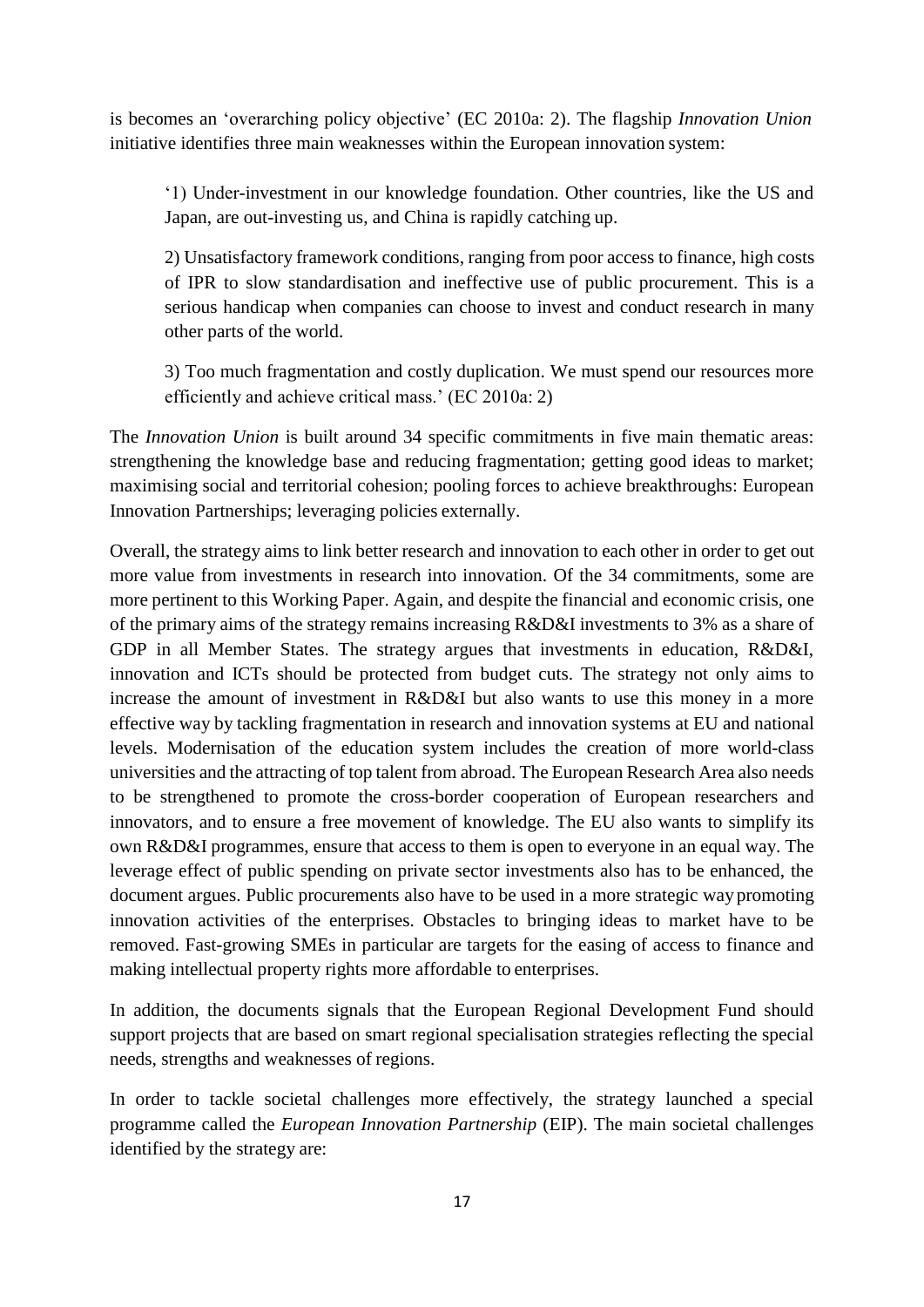is becomes an 'overarching policy objective' (EC 2010a: 2). The flagship *Innovation Union* initiative identifies three main weaknesses within the European innovation system:

> '1) Under-investment in our knowledge foundation. Other countries, like the US and Japan, are out-investing us, and China is rapidly catching up.
>
> 2) Unsatisfactory framework conditions, ranging from poor access to finance, high costs of IPR to slow standardisation and ineffective use of public procurement. This is a serious handicap when companies can choose to invest and conduct research in many other parts of the world.
>
> 3) Too much fragmentation and costly duplication. We must spend our resources more efficiently and achieve critical mass.' (EC 2010a: 2)

The *Innovation Union* is built around 34 specific commitments in five main thematic areas: strengthening the knowledge base and reducing fragmentation; getting good ideas to market; maximising social and territorial cohesion; pooling forces to achieve breakthroughs: European Innovation Partnerships; leveraging policies externally.

Overall, the strategy aims to link better research and innovation to each other in order to get out more value from investments in research into innovation. Of the 34 commitments, some are more pertinent to this Working Paper. Again, and despite the financial and economic crisis, one of the primary aims of the strategy remains increasing R&D&I investments to 3% as a share of GDP in all Member States. The strategy argues that investments in education, R&D&I, innovation and ICTs should be protected from budget cuts. The strategy not only aims to increase the amount of investment in R&D&I but also wants to use this money in a more effective way by tackling fragmentation in research and innovation systems at EU and national levels. Modernisation of the education system includes the creation of more world-class universities and the attracting of top talent from abroad. The European Research Area also needs to be strengthened to promote the cross-border cooperation of European researchers and innovators, and to ensure a free movement of knowledge. The EU also wants to simplify its own R&D&I programmes, ensure that access to them is open to everyone in an equal way. The leverage effect of public spending on private sector investments also has to be enhanced, the document argues. Public procurements also have to be used in a more strategic way promoting innovation activities of the enterprises. Obstacles to bringing ideas to market have to be removed. Fast-growing SMEs in particular are targets for the easing of access to finance and making intellectual property rights more affordable to enterprises.

In addition, the documents signals that the European Regional Development Fund should support projects that are based on smart regional specialisation strategies reflecting the special needs, strengths and weaknesses of regions.

In order to tackle societal challenges more effectively, the strategy launched a special programme called the *European Innovation Partnership* (EIP). The main societal challenges identified by the strategy are: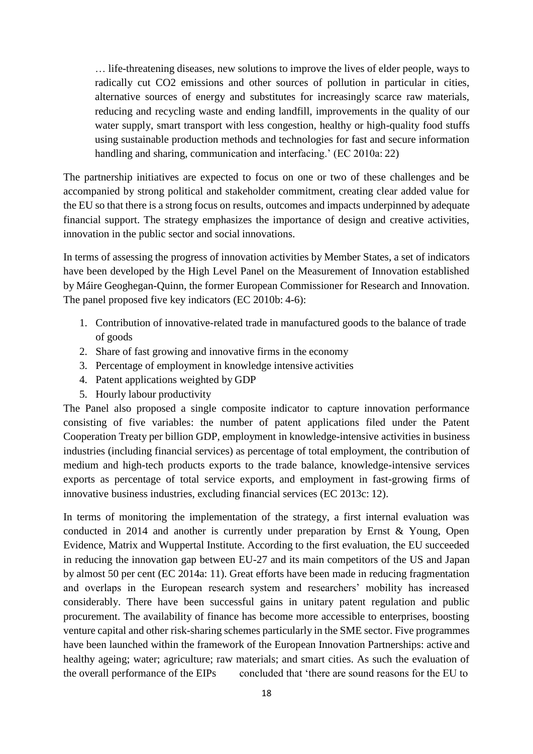> … life-threatening diseases, new solutions to improve the lives of elder people, ways to radically cut $CO_2$ emissions and other sources of pollution in particular in cities, alternative sources of energy and substitutes for increasingly scarce raw materials, reducing and recycling waste and ending landfill, improvements in the quality of our water supply, smart transport with less congestion, healthy or high-quality food stuffs using sustainable production methods and technologies for fast and secure information handling and sharing, communication and interfacing.' (EC 2010a: 22)

The partnership initiatives are expected to focus on one or two of these challenges and be accompanied by strong political and stakeholder commitment, creating clear added value for the EU so that there is a strong focus on results, outcomes and impacts underpinned by adequate financial support. The strategy emphasizes the importance of design and creative activities, innovation in the public sector and social innovations.

In terms of assessing the progress of innovation activities by Member States, a set of indicators have been developed by the High Level Panel on the Measurement of Innovation established by Máire Geoghegan-Quinn, the former European Commissioner for Research and Innovation. The panel proposed five key indicators (EC 2010b: 4-6):

1. Contribution of innovative-related trade in manufactured goods to the balance of trade of goods
2. Share of fast growing and innovative firms in the economy
3. Percentage of employment in knowledge intensive activities
4. Patent applications weighted by GDP
5. Hourly labour productivity

The Panel also proposed a single composite indicator to capture innovation performance consisting of five variables: the number of patent applications filed under the Patent Cooperation Treaty per billion GDP, employment in knowledge-intensive activities in business industries (including financial services) as percentage of total employment, the contribution of medium and high-tech products exports to the trade balance, knowledge-intensive services exports as percentage of total service exports, and employment in fast-growing firms of innovative business industries, excluding financial services (EC 2013c: 12).

In terms of monitoring the implementation of the strategy, a first internal evaluation was conducted in 2014 and another is currently under preparation by Ernst & Young, Open Evidence, Matrix and Wuppertal Institute. According to the first evaluation, the EU succeeded in reducing the innovation gap between EU-27 and its main competitors of the US and Japan by almost 50 per cent (EC 2014a: 11). Great efforts have been made in reducing fragmentation and overlaps in the European research system and researchers' mobility has increased considerably. There have been successful gains in unitary patent regulation and public procurement. The availability of finance has become more accessible to enterprises, boosting venture capital and other risk-sharing schemes particularly in the SME sector. Five programmes have been launched within the framework of the European Innovation Partnerships: active and healthy ageing; water; agriculture; raw materials; and smart cities. As such the evaluation of the overall performance of the EIPs concluded that 'there are sound reasons for the EU to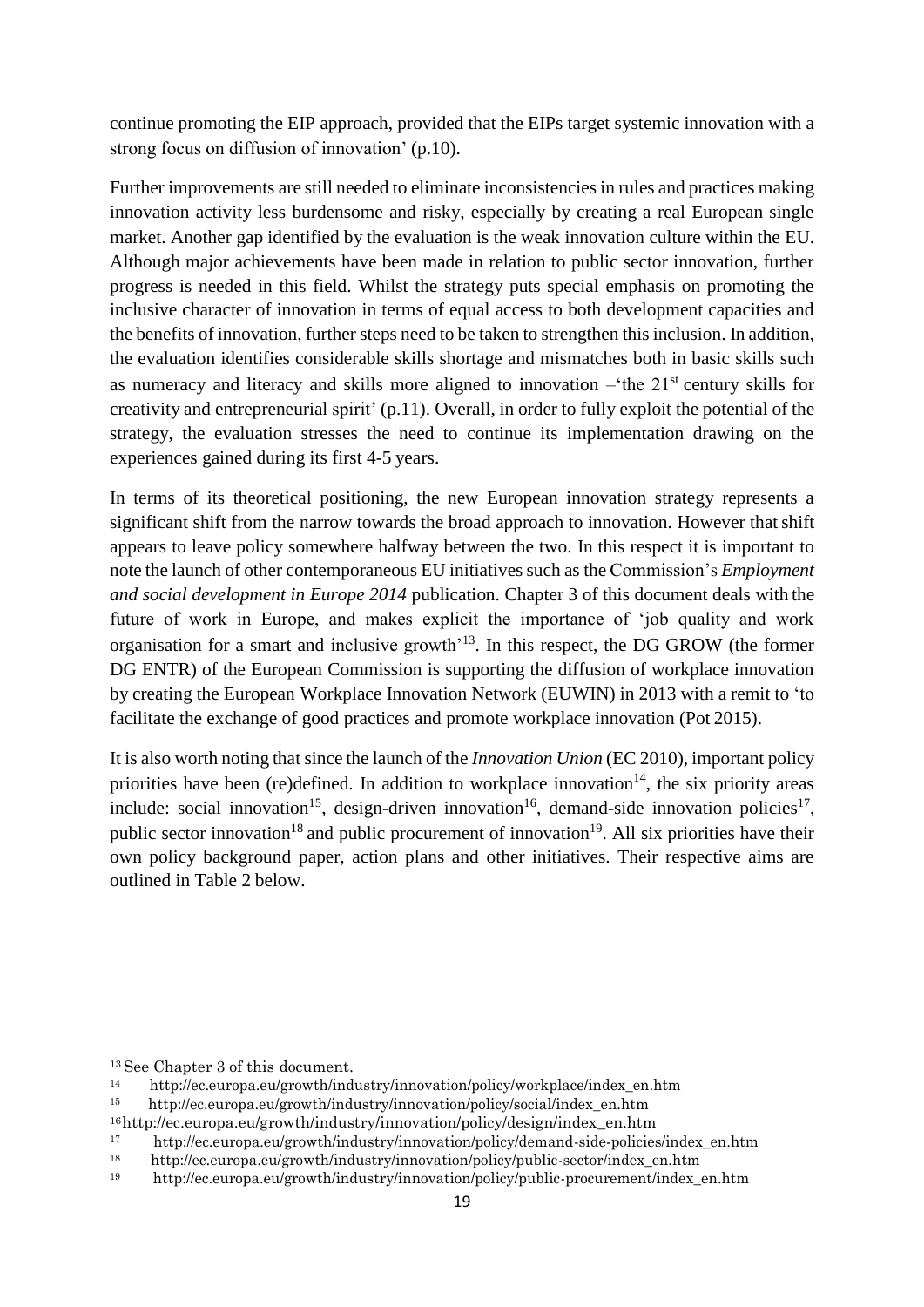continue promoting the EIP approach, provided that the EIPs target systemic innovation with a strong focus on diffusion of innovation' (p.10).

Further improvements are still needed to eliminate inconsistencies in rules and practices making innovation activity less burdensome and risky, especially by creating a real European single market. Another gap identified by the evaluation is the weak innovation culture within the EU. Although major achievements have been made in relation to public sector innovation, further progress is needed in this field. Whilst the strategy puts special emphasis on promoting the inclusive character of innovation in terms of equal access to both development capacities and the benefits of innovation, further steps need to be taken to strengthen this inclusion. In addition, the evaluation identifies considerable skills shortage and mismatches both in basic skills such as numeracy and literacy and skills more aligned to innovation –'the 21st century skills for creativity and entrepreneurial spirit' (p.11). Overall, in order to fully exploit the potential of the strategy, the evaluation stresses the need to continue its implementation drawing on the experiences gained during its first 4-5 years.

In terms of its theoretical positioning, the new European innovation strategy represents a significant shift from the narrow towards the broad approach to innovation. However that shift appears to leave policy somewhere halfway between the two. In this respect it is important to note the launch of other contemporaneous EU initiatives such as the Commission's *Employment and social development in Europe 2014* publication. Chapter 3 of this document deals with the future of work in Europe, and makes explicit the importance of 'job quality and work organisation for a smart and inclusive growth'[13]. In this respect, the DG GROW (the former DG ENTR) of the European Commission is supporting the diffusion of workplace innovation by creating the European Workplace Innovation Network (EUWIN) in 2013 with a remit to 'to facilitate the exchange of good practices and promote workplace innovation (Pot 2015).

It is also worth noting that since the launch of the *Innovation Union* (EC 2010), important policy priorities have been (re)defined. In addition to workplace innovation[14], the six priority areas include: social innovation[15], design-driven innovation[16], demand-side innovation policies[17], public sector innovation[18] and public procurement of innovation[19]. All six priorities have their own policy background paper, action plans and other initiatives. Their respective aims are outlined in Table 2 below.

[13] See Chapter 3 of this document.

[14] http://ec.europa.eu/growth/industry/innovation/policy/workplace/index_en.htm

[15] http://ec.europa.eu/growth/industry/innovation/policy/social/index_en.htm

[16] http://ec.europa.eu/growth/industry/innovation/policy/design/index_en.htm

[17] http://ec.europa.eu/growth/industry/innovation/policy/demand-side-policies/index_en.htm

[18] http://ec.europa.eu/growth/industry/innovation/policy/public-sector/index_en.htm

[19] http://ec.europa.eu/growth/industry/innovation/policy/public-procurement/index_en.htm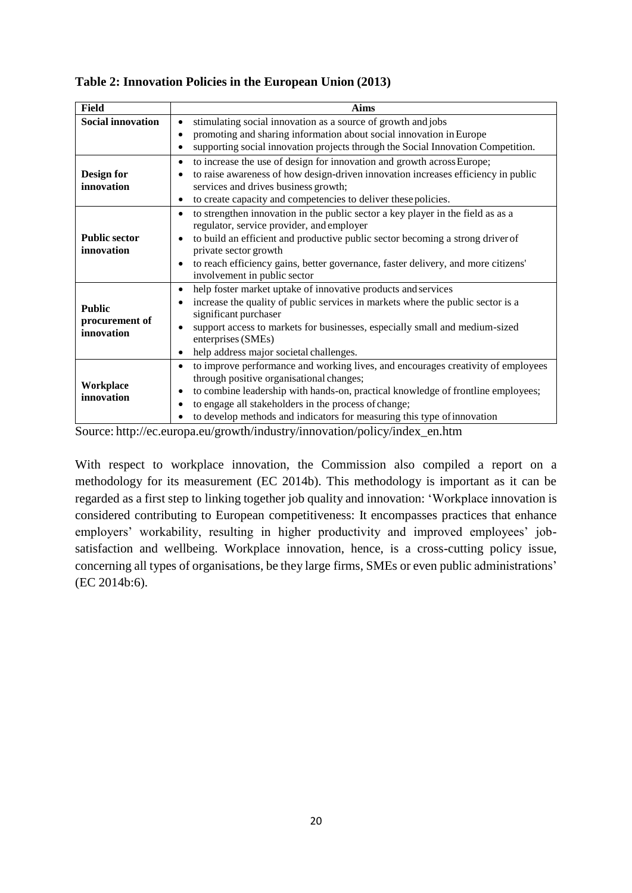**Table 2: Innovation Policies in the European Union (2013)**

| Field | Aims |
|---|---|
| **Social innovation** | • stimulating social innovation as a source of growth and jobs<br>• promoting and sharing information about social innovation in Europe<br>• supporting social innovation projects through the Social Innovation Competition. |
| **Design for innovation** | • to increase the use of design for innovation and growth across Europe;<br>• to raise awareness of how design-driven innovation increases efficiency in public services and drives business growth;<br>• to create capacity and competencies to deliver these policies. |
| **Public sector innovation** | • to strengthen innovation in the public sector a key player in the field as as a regulator, service provider, and employer<br>• to build an efficient and productive public sector becoming a strong driver of private sector growth<br>• to reach efficiency gains, better governance, faster delivery, and more citizens' involvement in public sector |
| **Public procurement of innovation** | • help foster market uptake of innovative products and services<br>• increase the quality of public services in markets where the public sector is a significant purchaser<br>• support access to markets for businesses, especially small and medium-sized enterprises (SMEs)<br>• help address major societal challenges. |
| **Workplace innovation** | • to improve performance and working lives, and encourages creativity of employees through positive organisational changes;<br>• to combine leadership with hands-on, practical knowledge of frontline employees;<br>• to engage all stakeholders in the process of change;<br>• to develop methods and indicators for measuring this type of innovation |

Source: http://ec.europa.eu/growth/industry/innovation/policy/index_en.htm

With respect to workplace innovation, the Commission also compiled a report on a methodology for its measurement (EC 2014b). This methodology is important as it can be regarded as a first step to linking together job quality and innovation: 'Workplace innovation is considered contributing to European competitiveness: It encompasses practices that enhance employers' workability, resulting in higher productivity and improved employees' job-satisfaction and wellbeing. Workplace innovation, hence, is a cross-cutting policy issue, concerning all types of organisations, be they large firms, SMEs or even public administrations' (EC 2014b:6).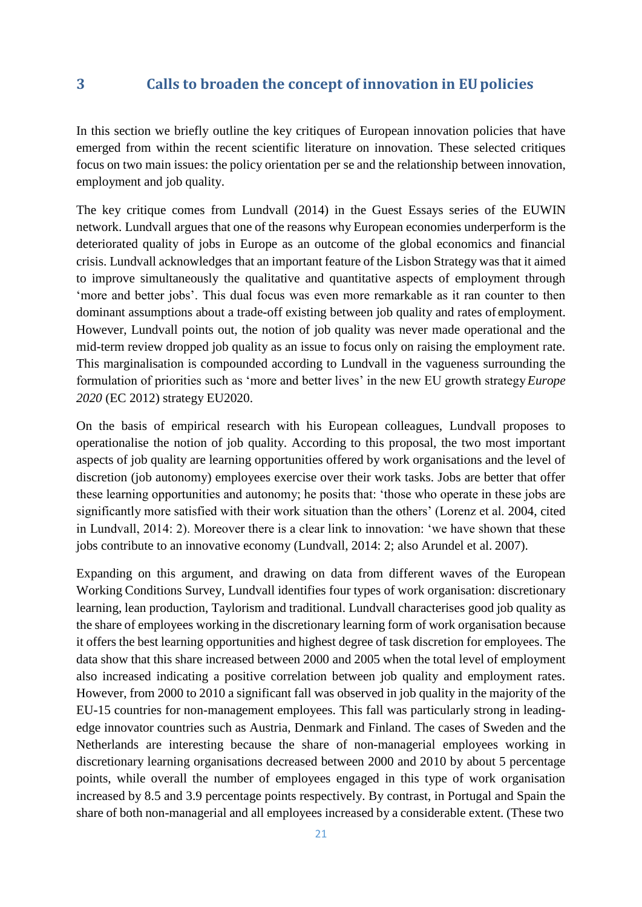## 3 Calls to broaden the concept of innovation in EU policies

In this section we briefly outline the key critiques of European innovation policies that have emerged from within the recent scientific literature on innovation. These selected critiques focus on two main issues: the policy orientation per se and the relationship between innovation, employment and job quality.

The key critique comes from Lundvall (2014) in the Guest Essays series of the EUWIN network. Lundvall argues that one of the reasons why European economies underperform is the deteriorated quality of jobs in Europe as an outcome of the global economics and financial crisis. Lundvall acknowledges that an important feature of the Lisbon Strategy was that it aimed to improve simultaneously the qualitative and quantitative aspects of employment through 'more and better jobs'. This dual focus was even more remarkable as it ran counter to then dominant assumptions about a trade-off existing between job quality and rates of employment. However, Lundvall points out, the notion of job quality was never made operational and the mid-term review dropped job quality as an issue to focus only on raising the employment rate. This marginalisation is compounded according to Lundvall in the vagueness surrounding the formulation of priorities such as 'more and better lives' in the new EU growth strategy *Europe 2020* (EC 2012) strategy EU2020.

On the basis of empirical research with his European colleagues, Lundvall proposes to operationalise the notion of job quality. According to this proposal, the two most important aspects of job quality are learning opportunities offered by work organisations and the level of discretion (job autonomy) employees exercise over their work tasks. Jobs are better that offer these learning opportunities and autonomy; he posits that: 'those who operate in these jobs are significantly more satisfied with their work situation than the others' (Lorenz et al. 2004, cited in Lundvall, 2014: 2). Moreover there is a clear link to innovation: 'we have shown that these jobs contribute to an innovative economy (Lundvall, 2014: 2; also Arundel et al. 2007).

Expanding on this argument, and drawing on data from different waves of the European Working Conditions Survey, Lundvall identifies four types of work organisation: discretionary learning, lean production, Taylorism and traditional. Lundvall characterises good job quality as the share of employees working in the discretionary learning form of work organisation because it offers the best learning opportunities and highest degree of task discretion for employees. The data show that this share increased between 2000 and 2005 when the total level of employment also increased indicating a positive correlation between job quality and employment rates. However, from 2000 to 2010 a significant fall was observed in job quality in the majority of the EU-15 countries for non-management employees. This fall was particularly strong in leading-edge innovator countries such as Austria, Denmark and Finland. The cases of Sweden and the Netherlands are interesting because the share of non-managerial employees working in discretionary learning organisations decreased between 2000 and 2010 by about 5 percentage points, while overall the number of employees engaged in this type of work organisation increased by 8.5 and 3.9 percentage points respectively. By contrast, in Portugal and Spain the share of both non-managerial and all employees increased by a considerable extent. (These two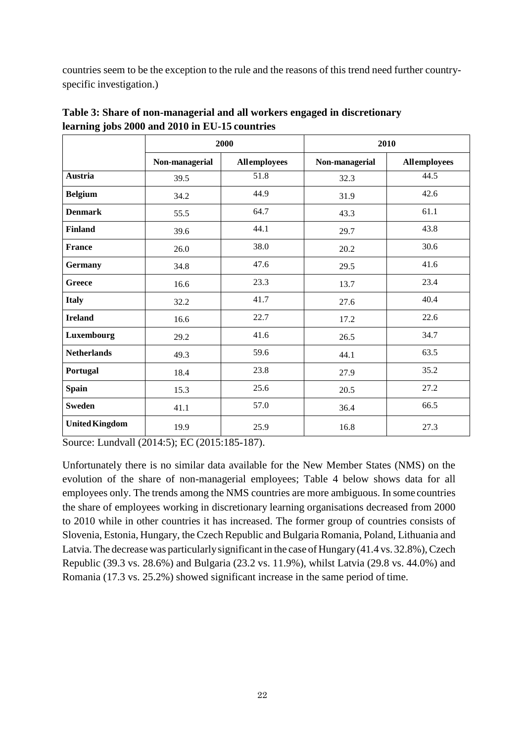countries seem to be the exception to the rule and the reasons of this trend need further country-specific investigation.)

**Table 3: Share of non-managerial and all workers engaged in discretionary learning jobs 2000 and 2010 in EU-15 countries**

| | 2000 | | 2010 | |
|---|---|---|---|---|
| | Non-managerial | All employees | Non-managerial | All employees |
| **Austria** | 39.5 | 51.8 | 32.3 | 44.5 |
| **Belgium** | 34.2 | 44.9 | 31.9 | 42.6 |
| **Denmark** | 55.5 | 64.7 | 43.3 | 61.1 |
| **Finland** | 39.6 | 44.1 | 29.7 | 43.8 |
| **France** | 26.0 | 38.0 | 20.2 | 30.6 |
| **Germany** | 34.8 | 47.6 | 29.5 | 41.6 |
| **Greece** | 16.6 | 23.3 | 13.7 | 23.4 |
| **Italy** | 32.2 | 41.7 | 27.6 | 40.4 |
| **Ireland** | 16.6 | 22.7 | 17.2 | 22.6 |
| **Luxembourg** | 29.2 | 41.6 | 26.5 | 34.7 |
| **Netherlands** | 49.3 | 59.6 | 44.1 | 63.5 |
| **Portugal** | 18.4 | 23.8 | 27.9 | 35.2 |
| **Spain** | 15.3 | 25.6 | 20.5 | 27.2 |
| **Sweden** | 41.1 | 57.0 | 36.4 | 66.5 |
| **United Kingdom** | 19.9 | 25.9 | 16.8 | 27.3 |

Source: Lundvall (2014:5); EC (2015:185-187).

Unfortunately there is no similar data available for the New Member States (NMS) on the evolution of the share of non-managerial employees; Table 4 below shows data for all employees only. The trends among the NMS countries are more ambiguous. In some countries the share of employees working in discretionary learning organisations decreased from 2000 to 2010 while in other countries it has increased. The former group of countries consists of Slovenia, Estonia, Hungary, the Czech Republic and Bulgaria Romania, Poland, Lithuania and Latvia. The decrease was particularly significant in the case of Hungary (41.4 vs. 32.8%), Czech Republic (39.3 vs. 28.6%) and Bulgaria (23.2 vs. 11.9%), whilst Latvia (29.8 vs. 44.0%) and Romania (17.3 vs. 25.2%) showed significant increase in the same period of time.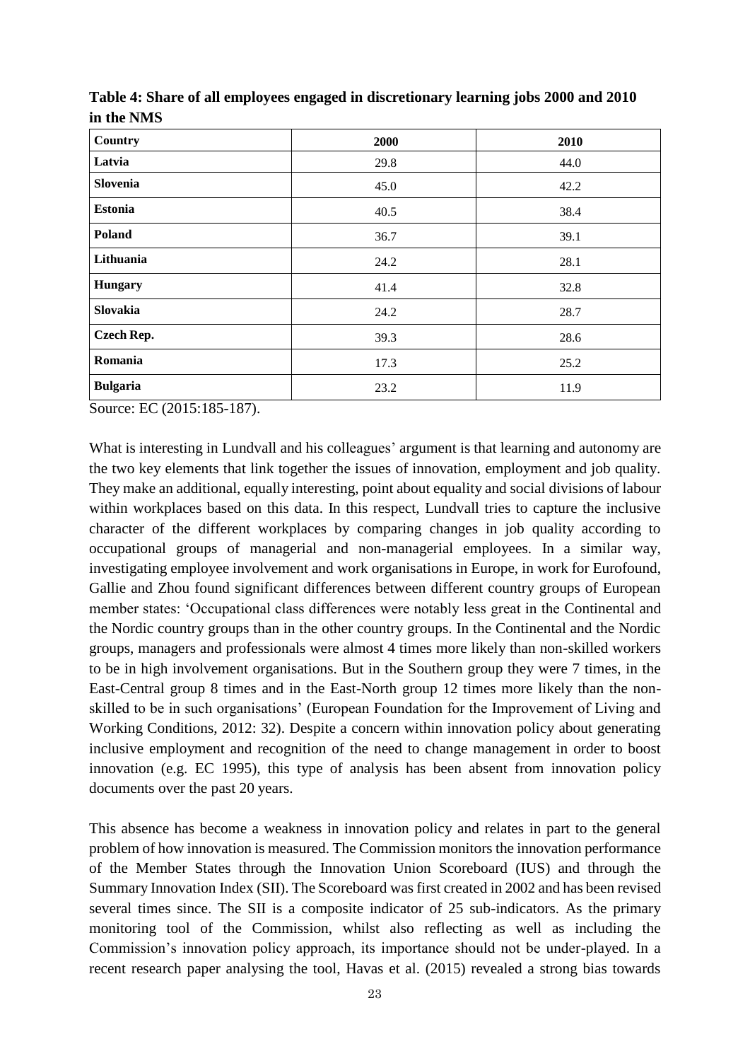**Table 4: Share of all employees engaged in discretionary learning jobs 2000 and 2010 in the NMS**

| Country | 2000 | 2010 |
|---|---|---|
| **Latvia** | 29.8 | 44.0 |
| **Slovenia** | 45.0 | 42.2 |
| **Estonia** | 40.5 | 38.4 |
| **Poland** | 36.7 | 39.1 |
| **Lithuania** | 24.2 | 28.1 |
| **Hungary** | 41.4 | 32.8 |
| **Slovakia** | 24.2 | 28.7 |
| **Czech Rep.** | 39.3 | 28.6 |
| **Romania** | 17.3 | 25.2 |
| **Bulgaria** | 23.2 | 11.9 |

Source: EC (2015:185-187).

What is interesting in Lundvall and his colleagues' argument is that learning and autonomy are the two key elements that link together the issues of innovation, employment and job quality. They make an additional, equally interesting, point about equality and social divisions of labour within workplaces based on this data. In this respect, Lundvall tries to capture the inclusive character of the different workplaces by comparing changes in job quality according to occupational groups of managerial and non-managerial employees. In a similar way, investigating employee involvement and work organisations in Europe, in work for Eurofound, Gallie and Zhou found significant differences between different country groups of European member states: 'Occupational class differences were notably less great in the Continental and the Nordic country groups than in the other country groups. In the Continental and the Nordic groups, managers and professionals were almost 4 times more likely than non-skilled workers to be in high involvement organisations. But in the Southern group they were 7 times, in the East-Central group 8 times and in the East-North group 12 times more likely than the non-skilled to be in such organisations' (European Foundation for the Improvement of Living and Working Conditions, 2012: 32). Despite a concern within innovation policy about generating inclusive employment and recognition of the need to change management in order to boost innovation (e.g. EC 1995), this type of analysis has been absent from innovation policy documents over the past 20 years.

This absence has become a weakness in innovation policy and relates in part to the general problem of how innovation is measured. The Commission monitors the innovation performance of the Member States through the Innovation Union Scoreboard (IUS) and through the Summary Innovation Index (SII). The Scoreboard was first created in 2002 and has been revised several times since. The SII is a composite indicator of 25 sub-indicators. As the primary monitoring tool of the Commission, whilst also reflecting as well as including the Commission's innovation policy approach, its importance should not be under-played. In a recent research paper analysing the tool, Havas et al. (2015) revealed a strong bias towards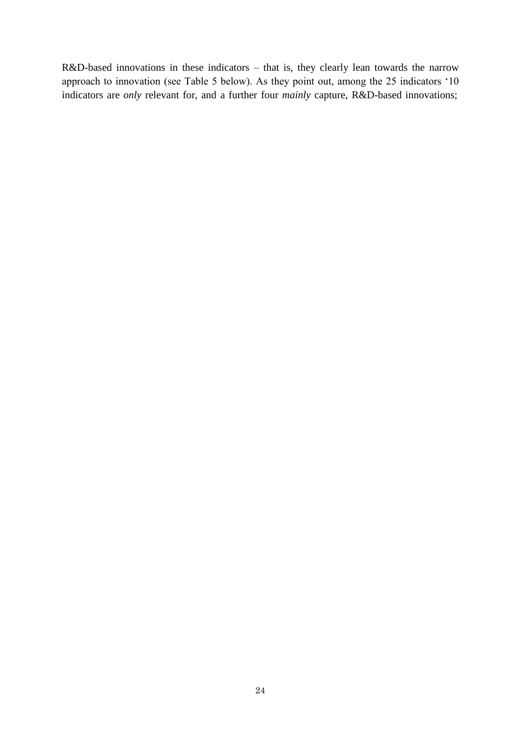R&D-based innovations in these indicators – that is, they clearly lean towards the narrow approach to innovation (see Table 5 below). As they point out, among the 25 indicators '10 indicators are *only* relevant for, and a further four *mainly* capture, R&D-based innovations;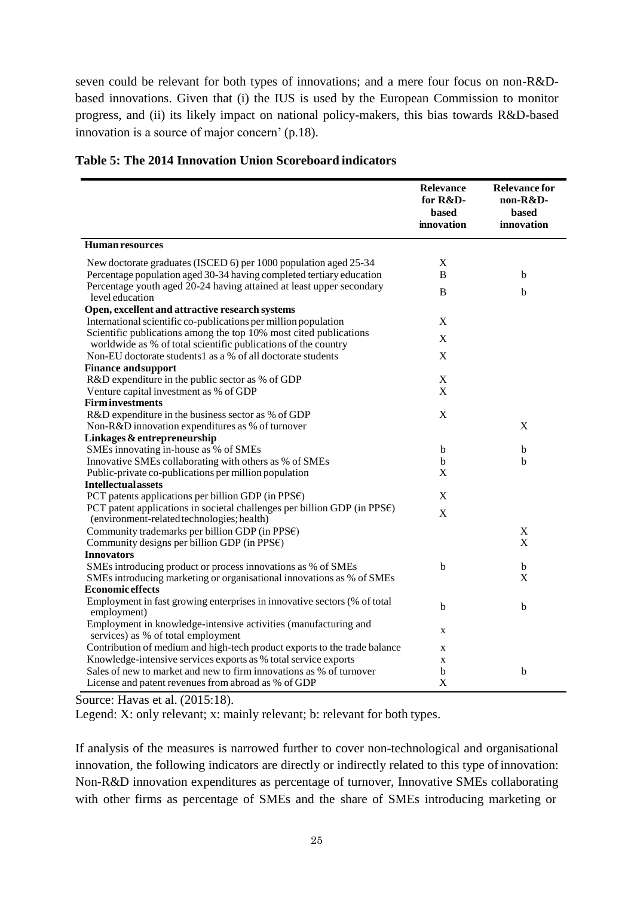seven could be relevant for both types of innovations; and a mere four focus on non-R&D-based innovations. Given that (i) the IUS is used by the European Commission to monitor progress, and (ii) its likely impact on national policy-makers, this bias towards R&D-based innovation is a source of major concern' (p.18).

**Table 5: The 2014 Innovation Union Scoreboard indicators**

| | Relevance for R&D-based innovation | Relevance for non-R&D-based innovation |
|---|---|---|
| **Human resources** | | |
| New doctorate graduates (ISCED 6) per 1000 population aged 25-34 | X | |
| Percentage population aged 30-34 having completed tertiary education | B | b |
| Percentage youth aged 20-24 having attained at least upper secondary level education | B | b |
| **Open, excellent and attractive research systems** | | |
| International scientific co-publications per million population | X | |
| Scientific publications among the top 10% most cited publications worldwide as % of total scientific publications of the country | X | |
| Non-EU doctorate students1 as a % of all doctorate students | X | |
| **Finance and support** | | |
| R&D expenditure in the public sector as % of GDP | X | |
| Venture capital investment as % of GDP | X | |
| **Firm investments** | | |
| R&D expenditure in the business sector as % of GDP | X | |
| Non-R&D innovation expenditures as % of turnover | | X |
| **Linkages & entrepreneurship** | | |
| SMEs innovating in-house as % of SMEs | b | b |
| Innovative SMEs collaborating with others as % of SMEs | b | b |
| Public-private co-publications per million population | X | |
| **Intellectual assets** | | |
| PCT patents applications per billion GDP (in PPS€) | X | |
| PCT patent applications in societal challenges per billion GDP (in PPS€) (environment-related technologies; health) | X | |
| Community trademarks per billion GDP (in PPS€) | | X |
| Community designs per billion GDP (in PPS€) | | X |
| **Innovators** | | |
| SMEs introducing product or process innovations as % of SMEs | b | b |
| SMEs introducing marketing or organisational innovations as % of SMEs | | X |
| **Economic effects** | | |
| Employment in fast growing enterprises in innovative sectors (% of total employment) | b | b |
| Employment in knowledge-intensive activities (manufacturing and services) as % of total employment | x | |
| Contribution of medium and high-tech product exports to the trade balance | x | |
| Knowledge-intensive services exports as % total service exports | x | |
| Sales of new to market and new to firm innovations as % of turnover | b | b |
| License and patent revenues from abroad as % of GDP | X | |

Source: Havas et al. (2015:18).

Legend: X: only relevant; x: mainly relevant; b: relevant for both types.

If analysis of the measures is narrowed further to cover non-technological and organisational innovation, the following indicators are directly or indirectly related to this type of innovation: Non-R&D innovation expenditures as percentage of turnover, Innovative SMEs collaborating with other firms as percentage of SMEs and the share of SMEs introducing marketing or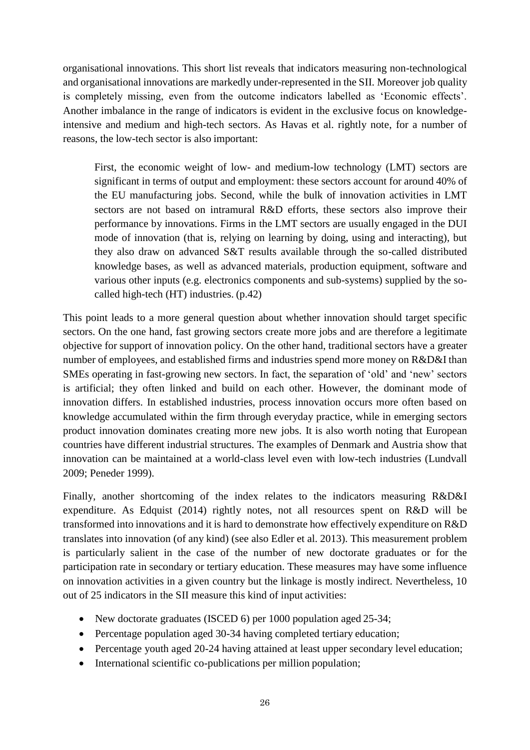organisational innovations. This short list reveals that indicators measuring non-technological and organisational innovations are markedly under-represented in the SII. Moreover job quality is completely missing, even from the outcome indicators labelled as 'Economic effects'. Another imbalance in the range of indicators is evident in the exclusive focus on knowledge-intensive and medium and high-tech sectors. As Havas et al. rightly note, for a number of reasons, the low-tech sector is also important:

> First, the economic weight of low- and medium-low technology (LMT) sectors are significant in terms of output and employment: these sectors account for around 40% of the EU manufacturing jobs. Second, while the bulk of innovation activities in LMT sectors are not based on intramural R&D efforts, these sectors also improve their performance by innovations. Firms in the LMT sectors are usually engaged in the DUI mode of innovation (that is, relying on learning by doing, using and interacting), but they also draw on advanced S&T results available through the so-called distributed knowledge bases, as well as advanced materials, production equipment, software and various other inputs (e.g. electronics components and sub-systems) supplied by the so-called high-tech (HT) industries. (p.42)

This point leads to a more general question about whether innovation should target specific sectors. On the one hand, fast growing sectors create more jobs and are therefore a legitimate objective for support of innovation policy. On the other hand, traditional sectors have a greater number of employees, and established firms and industries spend more money on R&D&I than SMEs operating in fast-growing new sectors. In fact, the separation of 'old' and 'new' sectors is artificial; they often linked and build on each other. However, the dominant mode of innovation differs. In established industries, process innovation occurs more often based on knowledge accumulated within the firm through everyday practice, while in emerging sectors product innovation dominates creating more new jobs. It is also worth noting that European countries have different industrial structures. The examples of Denmark and Austria show that innovation can be maintained at a world-class level even with low-tech industries (Lundvall 2009; Peneder 1999).

Finally, another shortcoming of the index relates to the indicators measuring R&D&I expenditure. As Edquist (2014) rightly notes, not all resources spent on R&D will be transformed into innovations and it is hard to demonstrate how effectively expenditure on R&D translates into innovation (of any kind) (see also Edler et al. 2013). This measurement problem is particularly salient in the case of the number of new doctorate graduates or for the participation rate in secondary or tertiary education. These measures may have some influence on innovation activities in a given country but the linkage is mostly indirect. Nevertheless, 10 out of 25 indicators in the SII measure this kind of input activities:

- New doctorate graduates (ISCED 6) per 1000 population aged 25-34;
- Percentage population aged 30-34 having completed tertiary education;
- Percentage youth aged 20-24 having attained at least upper secondary level education;
- International scientific co-publications per million population;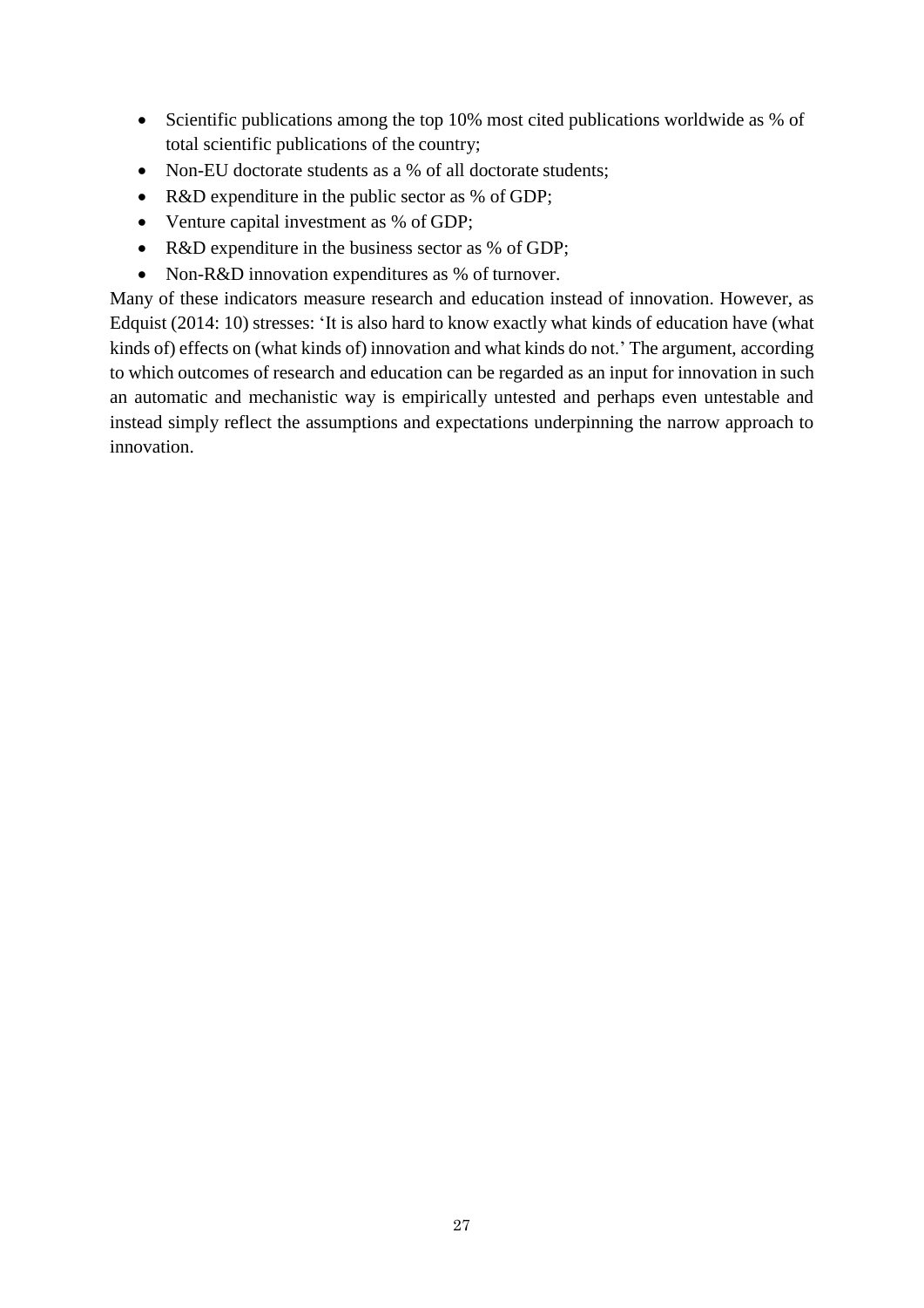- Scientific publications among the top 10% most cited publications worldwide as % of total scientific publications of the country;
- Non-EU doctorate students as a % of all doctorate students;
- R&D expenditure in the public sector as % of GDP;
- Venture capital investment as % of GDP;
- R&D expenditure in the business sector as % of GDP;
- Non-R&D innovation expenditures as % of turnover.

Many of these indicators measure research and education instead of innovation. However, as Edquist (2014: 10) stresses: 'It is also hard to know exactly what kinds of education have (what kinds of) effects on (what kinds of) innovation and what kinds do not.' The argument, according to which outcomes of research and education can be regarded as an input for innovation in such an automatic and mechanistic way is empirically untested and perhaps even untestable and instead simply reflect the assumptions and expectations underpinning the narrow approach to innovation.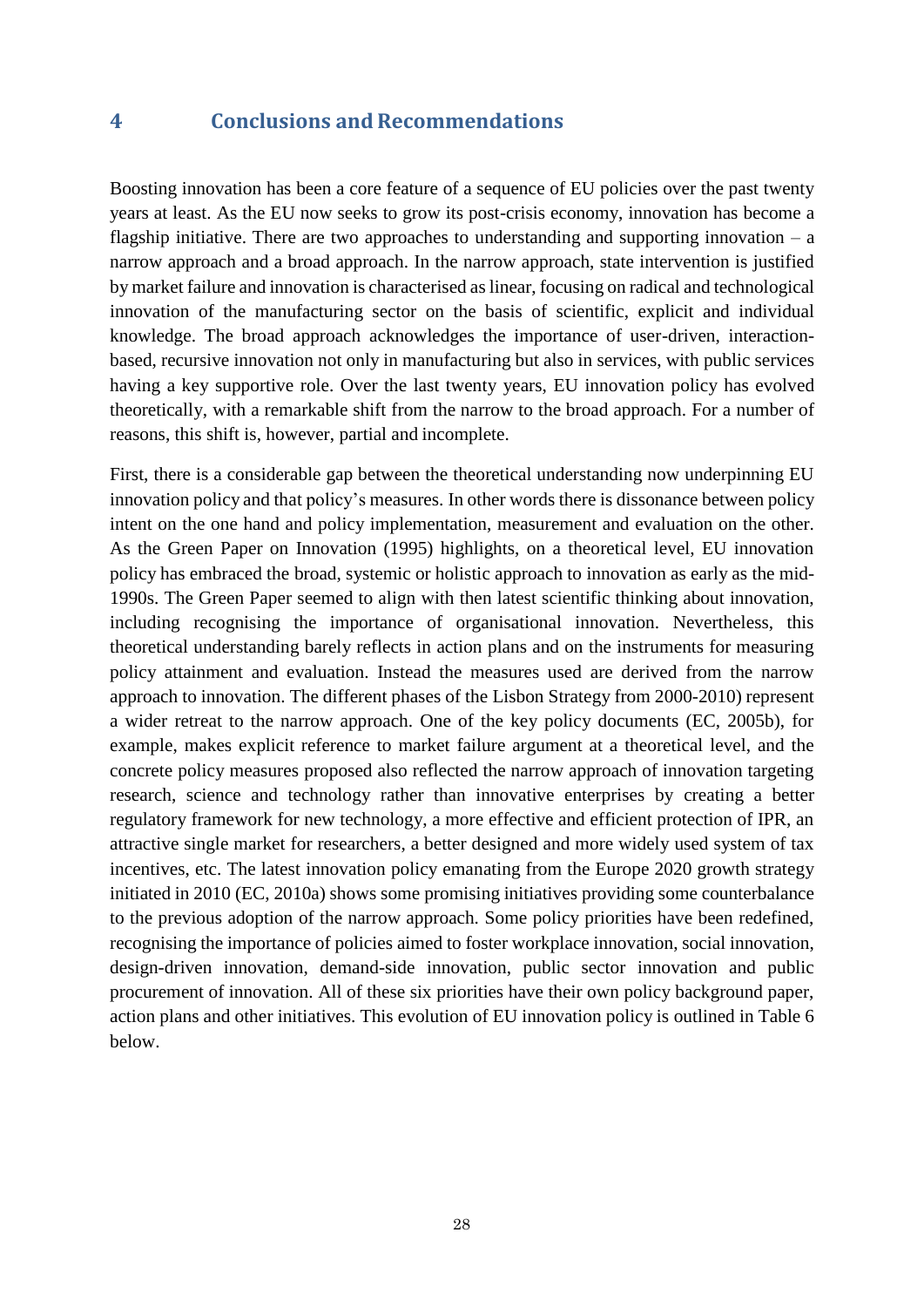# 4 Conclusions and Recommendations

Boosting innovation has been a core feature of a sequence of EU policies over the past twenty years at least. As the EU now seeks to grow its post-crisis economy, innovation has become a flagship initiative. There are two approaches to understanding and supporting innovation – a narrow approach and a broad approach. In the narrow approach, state intervention is justified by market failure and innovation is characterised as linear, focusing on radical and technological innovation of the manufacturing sector on the basis of scientific, explicit and individual knowledge. The broad approach acknowledges the importance of user-driven, interaction-based, recursive innovation not only in manufacturing but also in services, with public services having a key supportive role. Over the last twenty years, EU innovation policy has evolved theoretically, with a remarkable shift from the narrow to the broad approach. For a number of reasons, this shift is, however, partial and incomplete.

First, there is a considerable gap between the theoretical understanding now underpinning EU innovation policy and that policy's measures. In other words there is dissonance between policy intent on the one hand and policy implementation, measurement and evaluation on the other. As the Green Paper on Innovation (1995) highlights, on a theoretical level, EU innovation policy has embraced the broad, systemic or holistic approach to innovation as early as the mid-1990s. The Green Paper seemed to align with then latest scientific thinking about innovation, including recognising the importance of organisational innovation. Nevertheless, this theoretical understanding barely reflects in action plans and on the instruments for measuring policy attainment and evaluation. Instead the measures used are derived from the narrow approach to innovation. The different phases of the Lisbon Strategy from 2000-2010) represent a wider retreat to the narrow approach. One of the key policy documents (EC, 2005b), for example, makes explicit reference to market failure argument at a theoretical level, and the concrete policy measures proposed also reflected the narrow approach of innovation targeting research, science and technology rather than innovative enterprises by creating a better regulatory framework for new technology, a more effective and efficient protection of IPR, an attractive single market for researchers, a better designed and more widely used system of tax incentives, etc. The latest innovation policy emanating from the Europe 2020 growth strategy initiated in 2010 (EC, 2010a) shows some promising initiatives providing some counterbalance to the previous adoption of the narrow approach. Some policy priorities have been redefined, recognising the importance of policies aimed to foster workplace innovation, social innovation, design-driven innovation, demand-side innovation, public sector innovation and public procurement of innovation. All of these six priorities have their own policy background paper, action plans and other initiatives. This evolution of EU innovation policy is outlined in Table 6 below.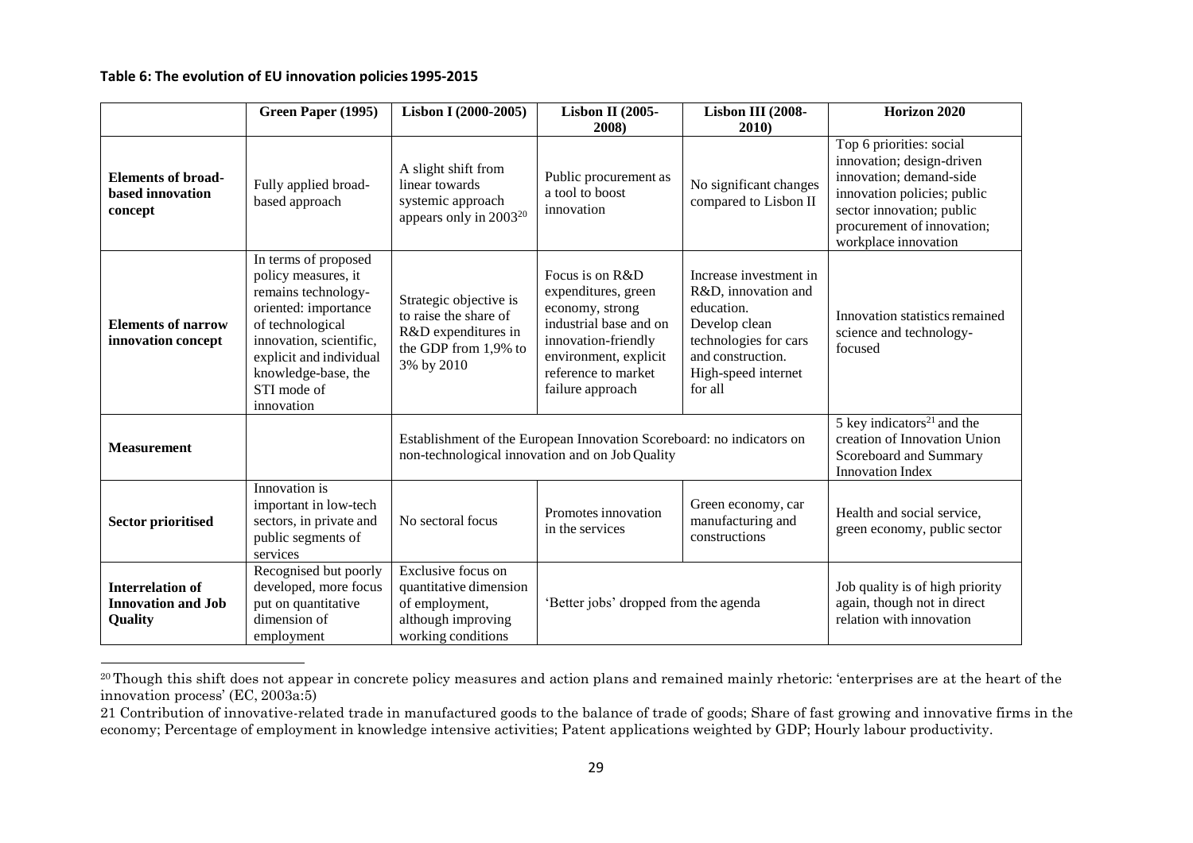**Table 6: The evolution of EU innovation policies 1995-2015**

| | Green Paper (1995) | Lisbon I (2000-2005) | Lisbon II (2005-2008) | Lisbon III (2008-2010) | Horizon 2020 |
|---|---|---|---|---|---|
| **Elements of broad-based innovation concept** | Fully applied broad-based approach | A slight shift from linear towards systemic approach appears only in 2003[20] | Public procurement as a tool to boost innovation | No significant changes compared to Lisbon II | Top 6 priorities: social innovation; design-driven innovation; demand-side innovation policies; public sector innovation; public procurement of innovation; workplace innovation |
| **Elements of narrow innovation concept** | In terms of proposed policy measures, it remains technology-oriented: importance of technological innovation, scientific, explicit and individual knowledge-base, the STI mode of innovation | Strategic objective is to raise the share of R&D expenditures in the GDP from 1,9% to 3% by 2010 | Focus is on R&D expenditures, green economy, strong industrial base and on innovation-friendly environment, explicit reference to market failure approach | Increase investment in R&D, innovation and education. Develop clean technologies for cars and construction. High-speed internet for all | Innovation statistics remained science and technology-focused |
| **Measurement** | | Establishment of the European Innovation Scoreboard: no indicators on non-technological innovation and on Job Quality | | | 5 key indicators[21] and the creation of Innovation Union Scoreboard and Summary Innovation Index |
| **Sector prioritised** | Innovation is important in low-tech sectors, in private and public segments of services | No sectoral focus | Promotes innovation in the services | Green economy, car manufacturing and constructions | Health and social service, green economy, public sector |
| **Interrelation of Innovation and Job Quality** | Recognised but poorly developed, more focus put on quantitative dimension of employment | Exclusive focus on quantitative dimension of employment, although improving working conditions | 'Better jobs' dropped from the agenda | | Job quality is of high priority again, though not in direct relation with innovation |

[20] Though this shift does not appear in concrete policy measures and action plans and remained mainly rhetoric: 'enterprises are at the heart of the innovation process' (EC, 2003a:5)

21 Contribution of innovative-related trade in manufactured goods to the balance of trade of goods; Share of fast growing and innovative firms in the economy; Percentage of employment in knowledge intensive activities; Patent applications weighted by GDP; Hourly labour productivity.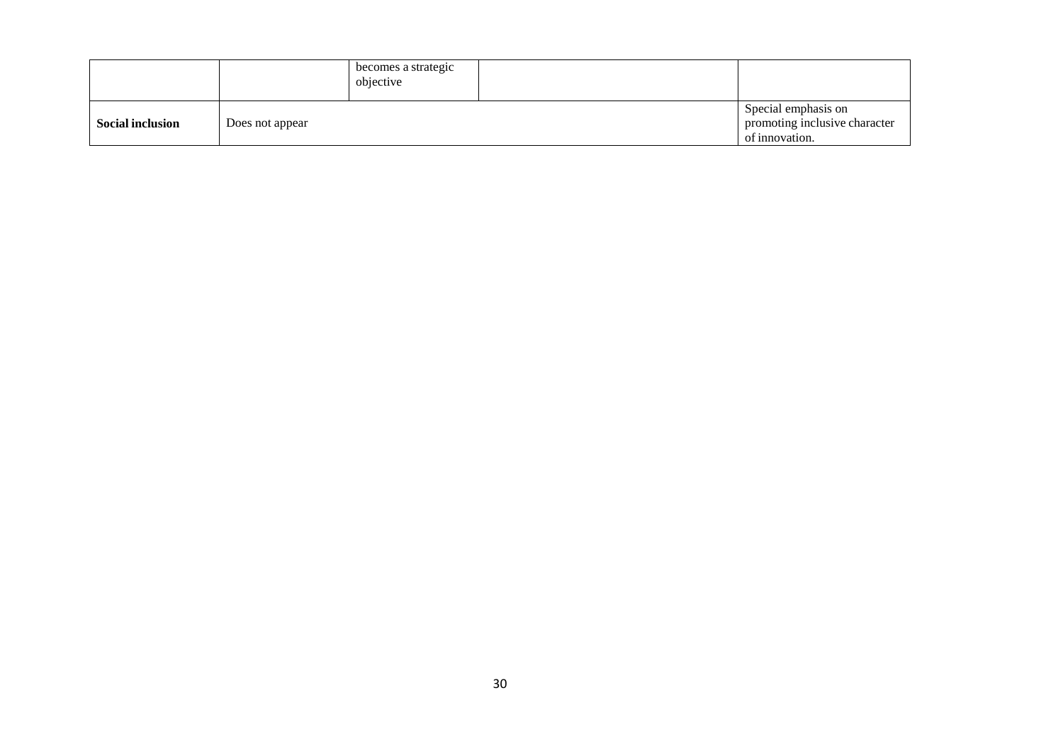| | | | | |
|---|---|---|---|---|
| | | becomes a strategic objective | | |
| **Social inclusion** | Does not appear | | | Special emphasis on promoting inclusive character of innovation. |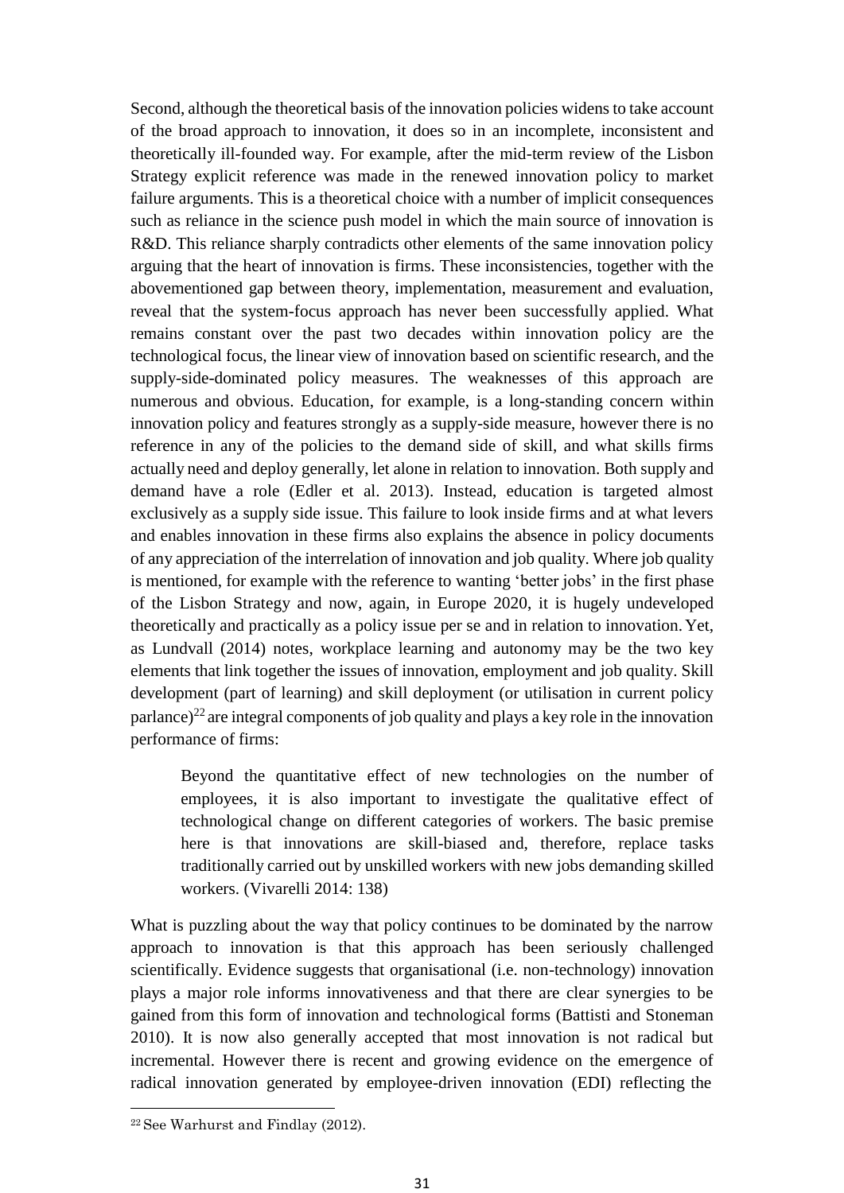Second, although the theoretical basis of the innovation policies widens to take account of the broad approach to innovation, it does so in an incomplete, inconsistent and theoretically ill-founded way. For example, after the mid-term review of the Lisbon Strategy explicit reference was made in the renewed innovation policy to market failure arguments. This is a theoretical choice with a number of implicit consequences such as reliance in the science push model in which the main source of innovation is R&D. This reliance sharply contradicts other elements of the same innovation policy arguing that the heart of innovation is firms. These inconsistencies, together with the abovementioned gap between theory, implementation, measurement and evaluation, reveal that the system-focus approach has never been successfully applied. What remains constant over the past two decades within innovation policy are the technological focus, the linear view of innovation based on scientific research, and the supply-side-dominated policy measures. The weaknesses of this approach are numerous and obvious. Education, for example, is a long-standing concern within innovation policy and features strongly as a supply-side measure, however there is no reference in any of the policies to the demand side of skill, and what skills firms actually need and deploy generally, let alone in relation to innovation. Both supply and demand have a role (Edler et al. 2013). Instead, education is targeted almost exclusively as a supply side issue. This failure to look inside firms and at what levers and enables innovation in these firms also explains the absence in policy documents of any appreciation of the interrelation of innovation and job quality. Where job quality is mentioned, for example with the reference to wanting 'better jobs' in the first phase of the Lisbon Strategy and now, again, in Europe 2020, it is hugely undeveloped theoretically and practically as a policy issue per se and in relation to innovation. Yet, as Lundvall (2014) notes, workplace learning and autonomy may be the two key elements that link together the issues of innovation, employment and job quality. Skill development (part of learning) and skill deployment (or utilisation in current policy parlance)[22] are integral components of job quality and plays a key role in the innovation performance of firms:

> Beyond the quantitative effect of new technologies on the number of employees, it is also important to investigate the qualitative effect of technological change on different categories of workers. The basic premise here is that innovations are skill-biased and, therefore, replace tasks traditionally carried out by unskilled workers with new jobs demanding skilled workers. (Vivarelli 2014: 138)

What is puzzling about the way that policy continues to be dominated by the narrow approach to innovation is that this approach has been seriously challenged scientifically. Evidence suggests that organisational (i.e. non-technology) innovation plays a major role informs innovativeness and that there are clear synergies to be gained from this form of innovation and technological forms (Battisti and Stoneman 2010). It is now also generally accepted that most innovation is not radical but incremental. However there is recent and growing evidence on the emergence of radical innovation generated by employee-driven innovation (EDI) reflecting the

[22] See Warhurst and Findlay (2012).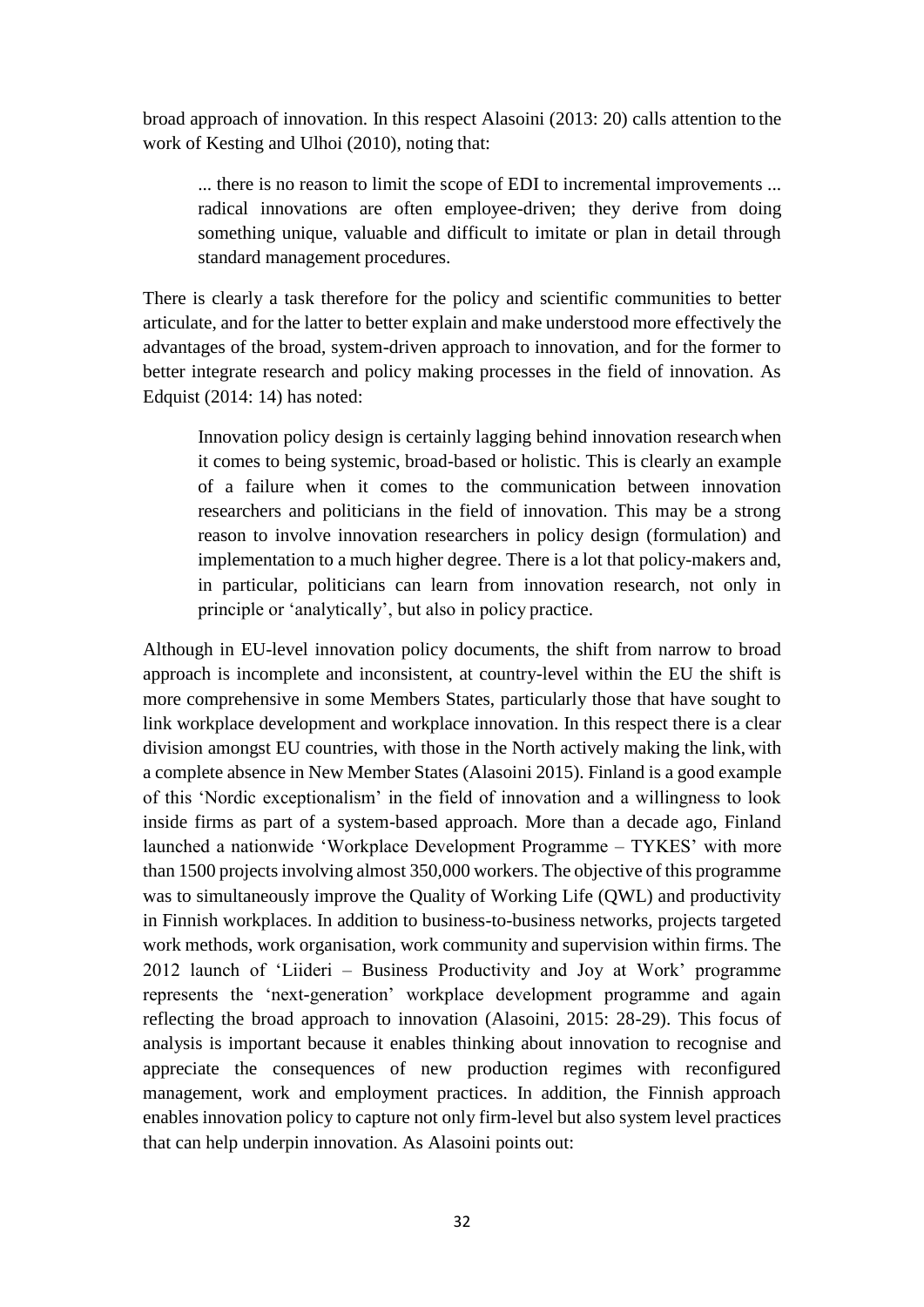broad approach of innovation. In this respect Alasoini (2013: 20) calls attention to the work of Kesting and Ulhoi (2010), noting that:

> ... there is no reason to limit the scope of EDI to incremental improvements ... radical innovations are often employee-driven; they derive from doing something unique, valuable and difficult to imitate or plan in detail through standard management procedures.

There is clearly a task therefore for the policy and scientific communities to better articulate, and for the latter to better explain and make understood more effectively the advantages of the broad, system-driven approach to innovation, and for the former to better integrate research and policy making processes in the field of innovation. As Edquist (2014: 14) has noted:

> Innovation policy design is certainly lagging behind innovation research when it comes to being systemic, broad-based or holistic. This is clearly an example of a failure when it comes to the communication between innovation researchers and politicians in the field of innovation. This may be a strong reason to involve innovation researchers in policy design (formulation) and implementation to a much higher degree. There is a lot that policy-makers and, in particular, politicians can learn from innovation research, not only in principle or 'analytically', but also in policy practice.

Although in EU-level innovation policy documents, the shift from narrow to broad approach is incomplete and inconsistent, at country-level within the EU the shift is more comprehensive in some Members States, particularly those that have sought to link workplace development and workplace innovation. In this respect there is a clear division amongst EU countries, with those in the North actively making the link, with a complete absence in New Member States (Alasoini 2015). Finland is a good example of this 'Nordic exceptionalism' in the field of innovation and a willingness to look inside firms as part of a system-based approach. More than a decade ago, Finland launched a nationwide 'Workplace Development Programme – TYKES' with more than 1500 projects involving almost 350,000 workers. The objective of this programme was to simultaneously improve the Quality of Working Life (QWL) and productivity in Finnish workplaces. In addition to business-to-business networks, projects targeted work methods, work organisation, work community and supervision within firms. The 2012 launch of 'Liideri – Business Productivity and Joy at Work' programme represents the 'next-generation' workplace development programme and again reflecting the broad approach to innovation (Alasoini, 2015: 28-29). This focus of analysis is important because it enables thinking about innovation to recognise and appreciate the consequences of new production regimes with reconfigured management, work and employment practices. In addition, the Finnish approach enables innovation policy to capture not only firm-level but also system level practices that can help underpin innovation. As Alasoini points out: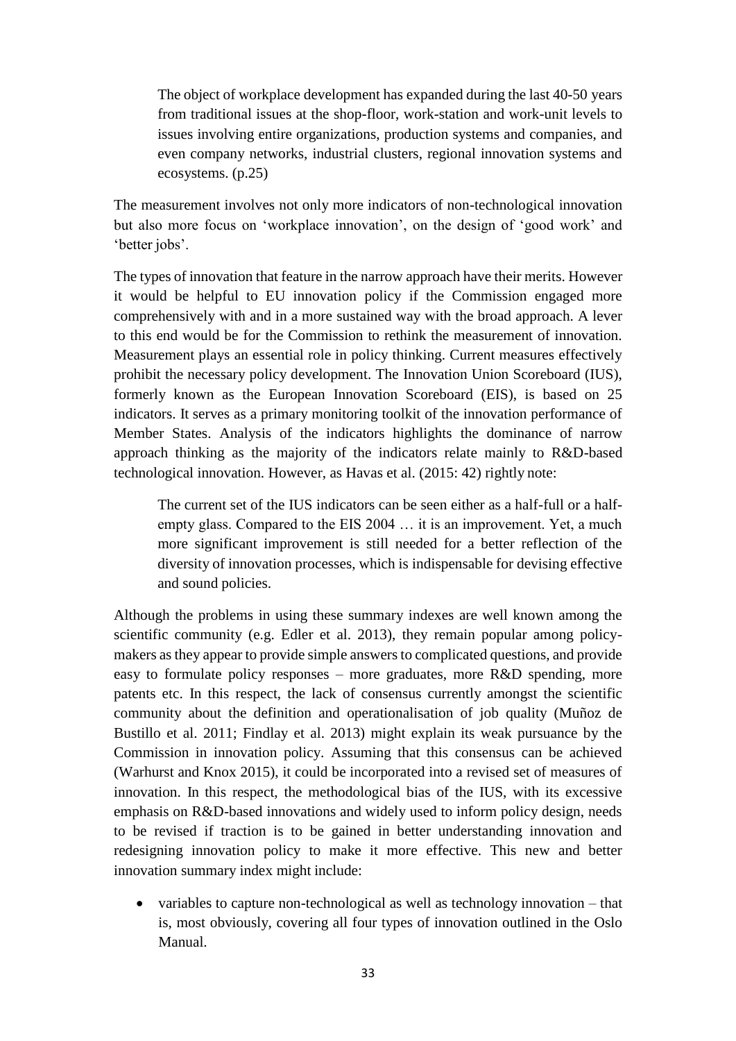> The object of workplace development has expanded during the last 40-50 years from traditional issues at the shop-floor, work-station and work-unit levels to issues involving entire organizations, production systems and companies, and even company networks, industrial clusters, regional innovation systems and ecosystems. (p.25)

The measurement involves not only more indicators of non-technological innovation but also more focus on 'workplace innovation', on the design of 'good work' and 'better jobs'.

The types of innovation that feature in the narrow approach have their merits. However it would be helpful to EU innovation policy if the Commission engaged more comprehensively with and in a more sustained way with the broad approach. A lever to this end would be for the Commission to rethink the measurement of innovation. Measurement plays an essential role in policy thinking. Current measures effectively prohibit the necessary policy development. The Innovation Union Scoreboard (IUS), formerly known as the European Innovation Scoreboard (EIS), is based on 25 indicators. It serves as a primary monitoring toolkit of the innovation performance of Member States. Analysis of the indicators highlights the dominance of narrow approach thinking as the majority of the indicators relate mainly to R&D-based technological innovation. However, as Havas et al. (2015: 42) rightly note:

> The current set of the IUS indicators can be seen either as a half-full or a half-empty glass. Compared to the EIS 2004 … it is an improvement. Yet, a much more significant improvement is still needed for a better reflection of the diversity of innovation processes, which is indispensable for devising effective and sound policies.

Although the problems in using these summary indexes are well known among the scientific community (e.g. Edler et al. 2013), they remain popular among policy-makers as they appear to provide simple answers to complicated questions, and provide easy to formulate policy responses – more graduates, more R&D spending, more patents etc. In this respect, the lack of consensus currently amongst the scientific community about the definition and operationalisation of job quality (Muñoz de Bustillo et al. 2011; Findlay et al. 2013) might explain its weak pursuance by the Commission in innovation policy. Assuming that this consensus can be achieved (Warhurst and Knox 2015), it could be incorporated into a revised set of measures of innovation. In this respect, the methodological bias of the IUS, with its excessive emphasis on R&D-based innovations and widely used to inform policy design, needs to be revised if traction is to be gained in better understanding innovation and redesigning innovation policy to make it more effective. This new and better innovation summary index might include:

- variables to capture non-technological as well as technology innovation – that is, most obviously, covering all four types of innovation outlined in the Oslo Manual.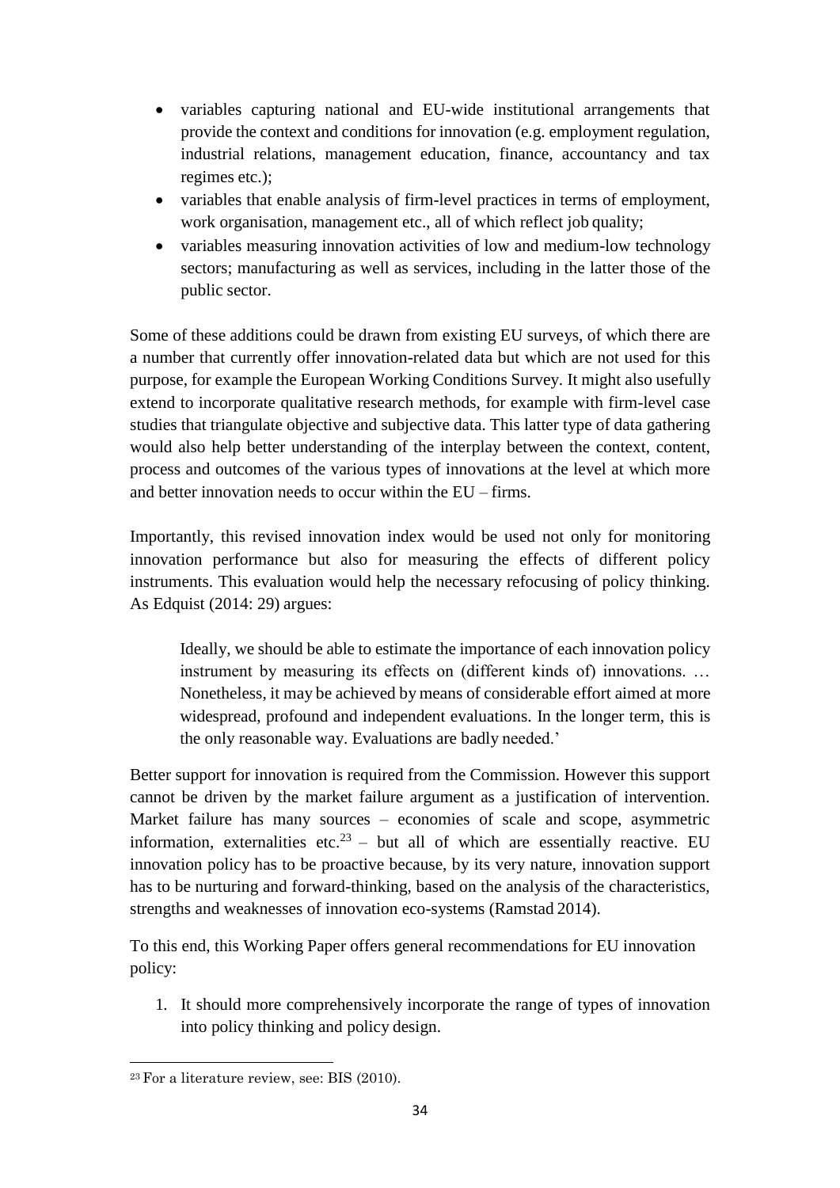- variables capturing national and EU-wide institutional arrangements that provide the context and conditions for innovation (e.g. employment regulation, industrial relations, management education, finance, accountancy and tax regimes etc.);
- variables that enable analysis of firm-level practices in terms of employment, work organisation, management etc., all of which reflect job quality;
- variables measuring innovation activities of low and medium-low technology sectors; manufacturing as well as services, including in the latter those of the public sector.

Some of these additions could be drawn from existing EU surveys, of which there are a number that currently offer innovation-related data but which are not used for this purpose, for example the European Working Conditions Survey. It might also usefully extend to incorporate qualitative research methods, for example with firm-level case studies that triangulate objective and subjective data. This latter type of data gathering would also help better understanding of the interplay between the context, content, process and outcomes of the various types of innovations at the level at which more and better innovation needs to occur within the EU – firms.

Importantly, this revised innovation index would be used not only for monitoring innovation performance but also for measuring the effects of different policy instruments. This evaluation would help the necessary refocusing of policy thinking. As Edquist (2014: 29) argues:

> Ideally, we should be able to estimate the importance of each innovation policy instrument by measuring its effects on (different kinds of) innovations. … Nonetheless, it may be achieved by means of considerable effort aimed at more widespread, profound and independent evaluations. In the longer term, this is the only reasonable way. Evaluations are badly needed.'

Better support for innovation is required from the Commission. However this support cannot be driven by the market failure argument as a justification of intervention. Market failure has many sources – economies of scale and scope, asymmetric information, externalities etc.[23] – but all of which are essentially reactive. EU innovation policy has to be proactive because, by its very nature, innovation support has to be nurturing and forward-thinking, based on the analysis of the characteristics, strengths and weaknesses of innovation eco-systems (Ramstad 2014).

To this end, this Working Paper offers general recommendations for EU innovation policy:

1. It should more comprehensively incorporate the range of types of innovation into policy thinking and policy design.

[23] For a literature review, see: BIS (2010).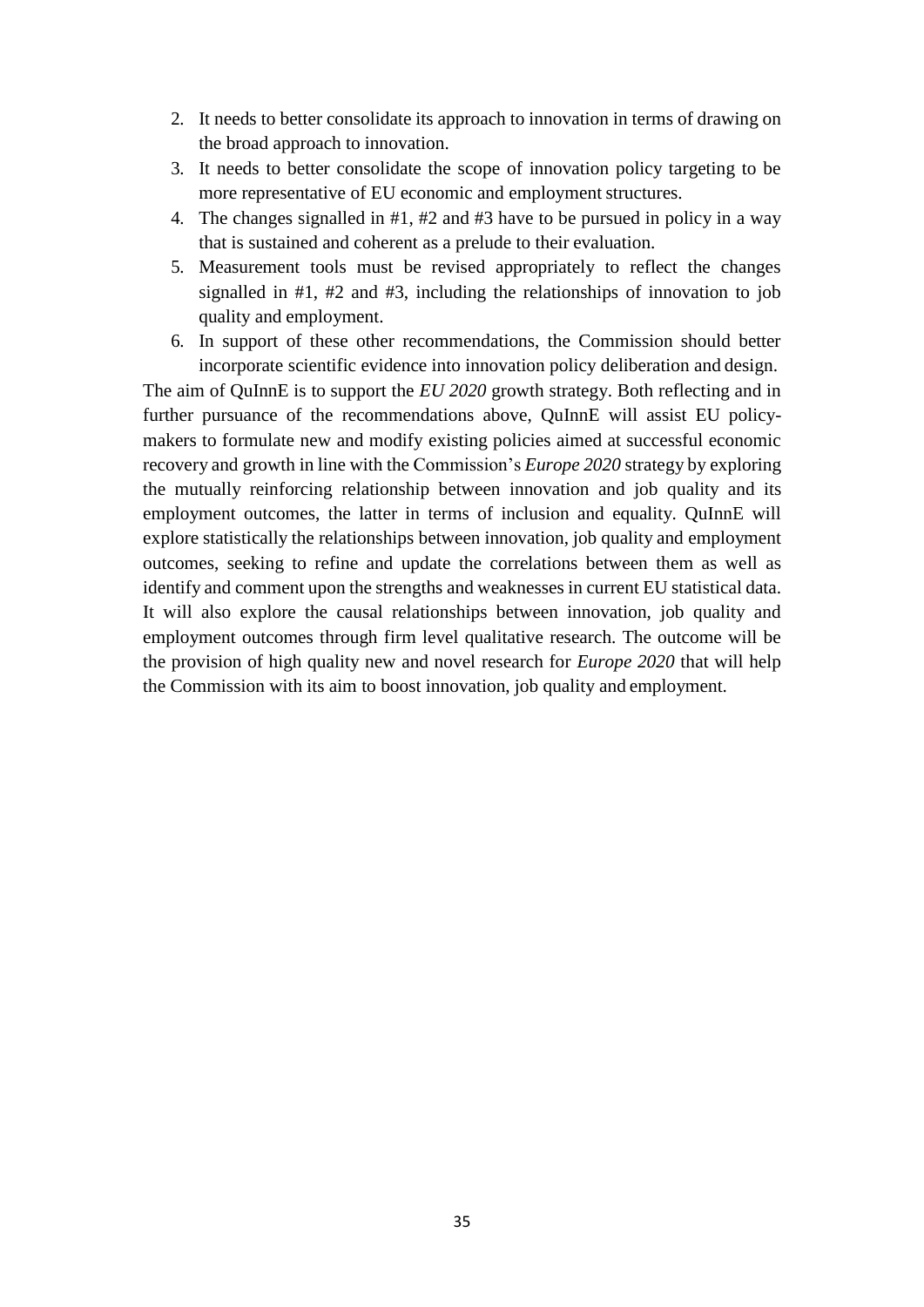2. It needs to better consolidate its approach to innovation in terms of drawing on the broad approach to innovation.
3. It needs to better consolidate the scope of innovation policy targeting to be more representative of EU economic and employment structures.
4. The changes signalled in #1, #2 and #3 have to be pursued in policy in a way that is sustained and coherent as a prelude to their evaluation.
5. Measurement tools must be revised appropriately to reflect the changes signalled in #1, #2 and #3, including the relationships of innovation to job quality and employment.
6. In support of these other recommendations, the Commission should better incorporate scientific evidence into innovation policy deliberation and design.

The aim of QuInnE is to support the *EU 2020* growth strategy. Both reflecting and in further pursuance of the recommendations above, QuInnE will assist EU policy-makers to formulate new and modify existing policies aimed at successful economic recovery and growth in line with the Commission's *Europe 2020* strategy by exploring the mutually reinforcing relationship between innovation and job quality and its employment outcomes, the latter in terms of inclusion and equality. QuInnE will explore statistically the relationships between innovation, job quality and employment outcomes, seeking to refine and update the correlations between them as well as identify and comment upon the strengths and weaknesses in current EU statistical data. It will also explore the causal relationships between innovation, job quality and employment outcomes through firm level qualitative research. The outcome will be the provision of high quality new and novel research for *Europe 2020* that will help the Commission with its aim to boost innovation, job quality and employment.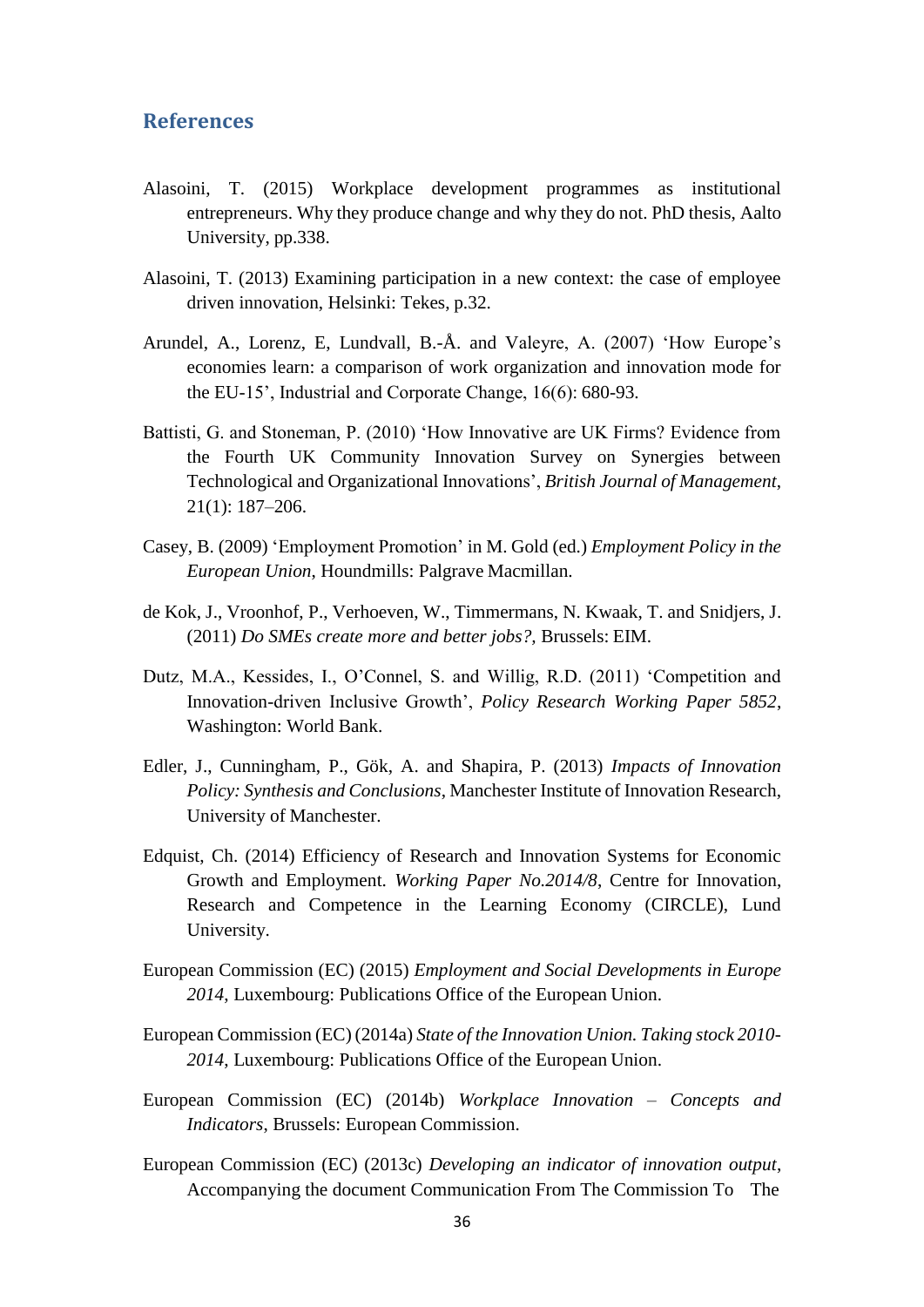## References

Alasoini, T. (2015) Workplace development programmes as institutional entrepreneurs. Why they produce change and why they do not. PhD thesis, Aalto University, pp.338.

Alasoini, T. (2013) Examining participation in a new context: the case of employee driven innovation, Helsinki: Tekes, p.32.

Arundel, A., Lorenz, E, Lundvall, B.-Å. and Valeyre, A. (2007) 'How Europe's economies learn: a comparison of work organization and innovation mode for the EU-15', Industrial and Corporate Change, 16(6): 680-93.

Battisti, G. and Stoneman, P. (2010) 'How Innovative are UK Firms? Evidence from the Fourth UK Community Innovation Survey on Synergies between Technological and Organizational Innovations', *British Journal of Management*, 21(1): 187–206.

Casey, B. (2009) 'Employment Promotion' in M. Gold (ed.) *Employment Policy in the European Union*, Houndmills: Palgrave Macmillan.

de Kok, J., Vroonhof, P., Verhoeven, W., Timmermans, N. Kwaak, T. and Snidjers, J. (2011) *Do SMEs create more and better jobs?*, Brussels: EIM.

Dutz, M.A., Kessides, I., O'Connel, S. and Willig, R.D. (2011) 'Competition and Innovation-driven Inclusive Growth', *Policy Research Working Paper 5852*, Washington: World Bank.

Edler, J., Cunningham, P., Gök, A. and Shapira, P. (2013) *Impacts of Innovation Policy: Synthesis and Conclusions*, Manchester Institute of Innovation Research, University of Manchester.

Edquist, Ch. (2014) Efficiency of Research and Innovation Systems for Economic Growth and Employment. *Working Paper No.2014/8*, Centre for Innovation, Research and Competence in the Learning Economy (CIRCLE), Lund University.

European Commission (EC) (2015) *Employment and Social Developments in Europe 2014*, Luxembourg: Publications Office of the European Union.

European Commission (EC) (2014a) *State of the Innovation Union. Taking stock 2010-2014*, Luxembourg: Publications Office of the European Union.

European Commission (EC) (2014b) *Workplace Innovation – Concepts and Indicators*, Brussels: European Commission.

European Commission (EC) (2013c) *Developing an indicator of innovation output*, Accompanying the document Communication From The Commission To The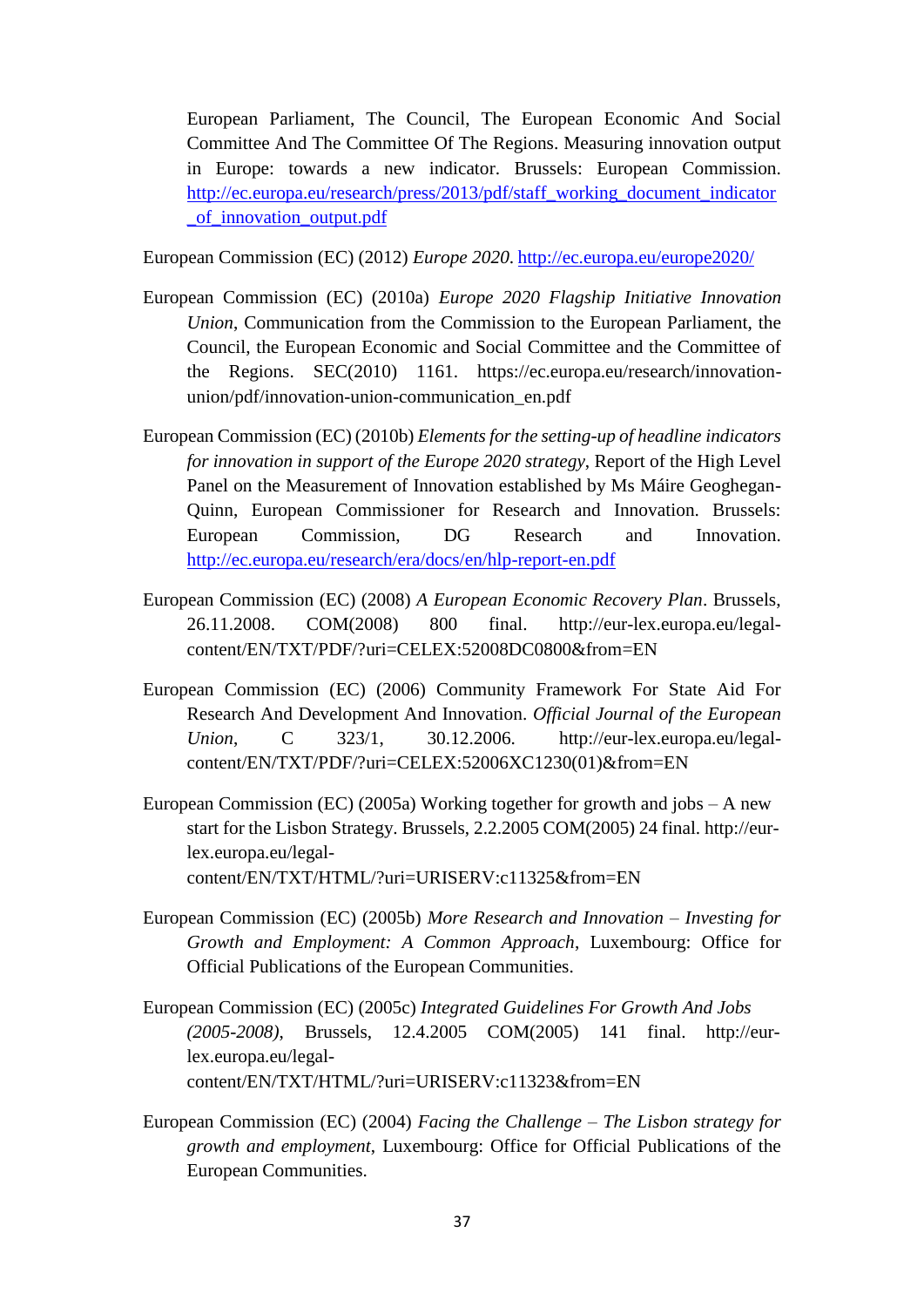European Parliament, The Council, The European Economic And Social Committee And The Committee Of The Regions. Measuring innovation output in Europe: towards a new indicator. Brussels: European Commission. http://ec.europa.eu/research/press/2013/pdf/staff_working_document_indicator_of_innovation_output.pdf

European Commission (EC) (2012) *Europe 2020*. http://ec.europa.eu/europe2020/

European Commission (EC) (2010a) *Europe 2020 Flagship Initiative Innovation Union*, Communication from the Commission to the European Parliament, the Council, the European Economic and Social Committee and the Committee of the Regions. SEC(2010) 1161. https://ec.europa.eu/research/innovation-union/pdf/innovation-union-communication_en.pdf

European Commission (EC) (2010b) *Elements for the setting-up of headline indicators for innovation in support of the Europe 2020 strategy*, Report of the High Level Panel on the Measurement of Innovation established by Ms Máire Geoghegan-Quinn, European Commissioner for Research and Innovation. Brussels: European Commission, DG Research and Innovation. http://ec.europa.eu/research/era/docs/en/hlp-report-en.pdf

European Commission (EC) (2008) *A European Economic Recovery Plan*. Brussels, 26.11.2008. COM(2008) 800 final. http://eur-lex.europa.eu/legal-content/EN/TXT/PDF/?uri=CELEX:52008DC0800&from=EN

European Commission (EC) (2006) Community Framework For State Aid For Research And Development And Innovation. *Official Journal of the European Union*, C 323/1, 30.12.2006. http://eur-lex.europa.eu/legal-content/EN/TXT/PDF/?uri=CELEX:52006XC1230(01)&from=EN

European Commission (EC) (2005a) Working together for growth and jobs – A new start for the Lisbon Strategy. Brussels, 2.2.2005 COM(2005) 24 final. http://eur-lex.europa.eu/legal-content/EN/TXT/HTML/?uri=URISERV:c11325&from=EN

European Commission (EC) (2005b) *More Research and Innovation – Investing for Growth and Employment: A Common Approach*, Luxembourg: Office for Official Publications of the European Communities.

European Commission (EC) (2005c) *Integrated Guidelines For Growth And Jobs (2005-2008)*, Brussels, 12.4.2005 COM(2005) 141 final. http://eur-lex.europa.eu/legal-content/EN/TXT/HTML/?uri=URISERV:c11323&from=EN

European Commission (EC) (2004) *Facing the Challenge – The Lisbon strategy for growth and employment*, Luxembourg: Office for Official Publications of the European Communities.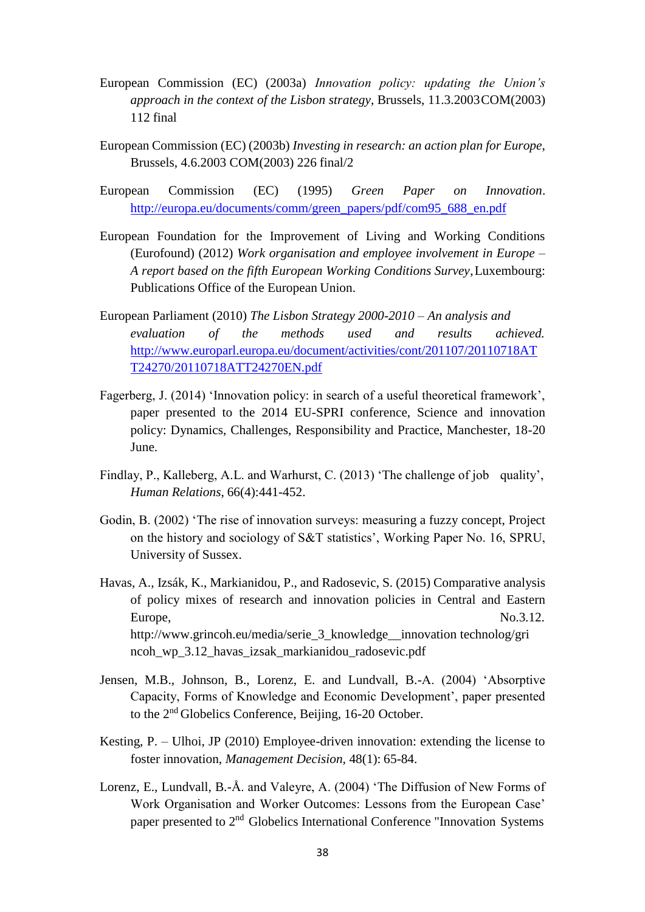European Commission (EC) (2003a) *Innovation policy: updating the Union's approach in the context of the Lisbon strategy*, Brussels, 11.3.2003COM(2003) 112 final

European Commission (EC) (2003b) *Investing in research: an action plan for Europe*, Brussels, 4.6.2003 COM(2003) 226 final/2

European Commission (EC) (1995) *Green Paper on Innovation*. http://europa.eu/documents/comm/green_papers/pdf/com95_688_en.pdf

European Foundation for the Improvement of Living and Working Conditions (Eurofound) (2012) *Work organisation and employee involvement in Europe – A report based on the fifth European Working Conditions Survey*, Luxembourg: Publications Office of the European Union.

European Parliament (2010) *The Lisbon Strategy 2000-2010 – An analysis and evaluation of the methods used and results achieved.* http://www.europarl.europa.eu/document/activities/cont/201107/20110718ATT24270/20110718ATT24270EN.pdf

Fagerberg, J. (2014) 'Innovation policy: in search of a useful theoretical framework', paper presented to the 2014 EU-SPRI conference, Science and innovation policy: Dynamics, Challenges, Responsibility and Practice, Manchester, 18-20 June.

Findlay, P., Kalleberg, A.L. and Warhurst, C. (2013) 'The challenge of job quality', *Human Relations*, 66(4):441-452.

Godin, B. (2002) 'The rise of innovation surveys: measuring a fuzzy concept, Project on the history and sociology of S&T statistics', Working Paper No. 16, SPRU, University of Sussex.

Havas, A., Izsák, K., Markianidou, P., and Radosevic, S. (2015) Comparative analysis of policy mixes of research and innovation policies in Central and Eastern Europe, No.3.12. http://www.grincoh.eu/media/serie_3_knowledge__innovation technolog/grincoh_wp_3.12_havas_izsak_markianidou_radosevic.pdf

Jensen, M.B., Johnson, B., Lorenz, E. and Lundvall, B.-A. (2004) 'Absorptive Capacity, Forms of Knowledge and Economic Development', paper presented to the 2nd Globelics Conference, Beijing, 16-20 October.

Kesting, P. – Ulhoi, JP (2010) Employee-driven innovation: extending the license to foster innovation, *Management Decision*, 48(1): 65-84.

Lorenz, E., Lundvall, B.-Å. and Valeyre, A. (2004) 'The Diffusion of New Forms of Work Organisation and Worker Outcomes: Lessons from the European Case' paper presented to 2nd Globelics International Conference "Innovation Systems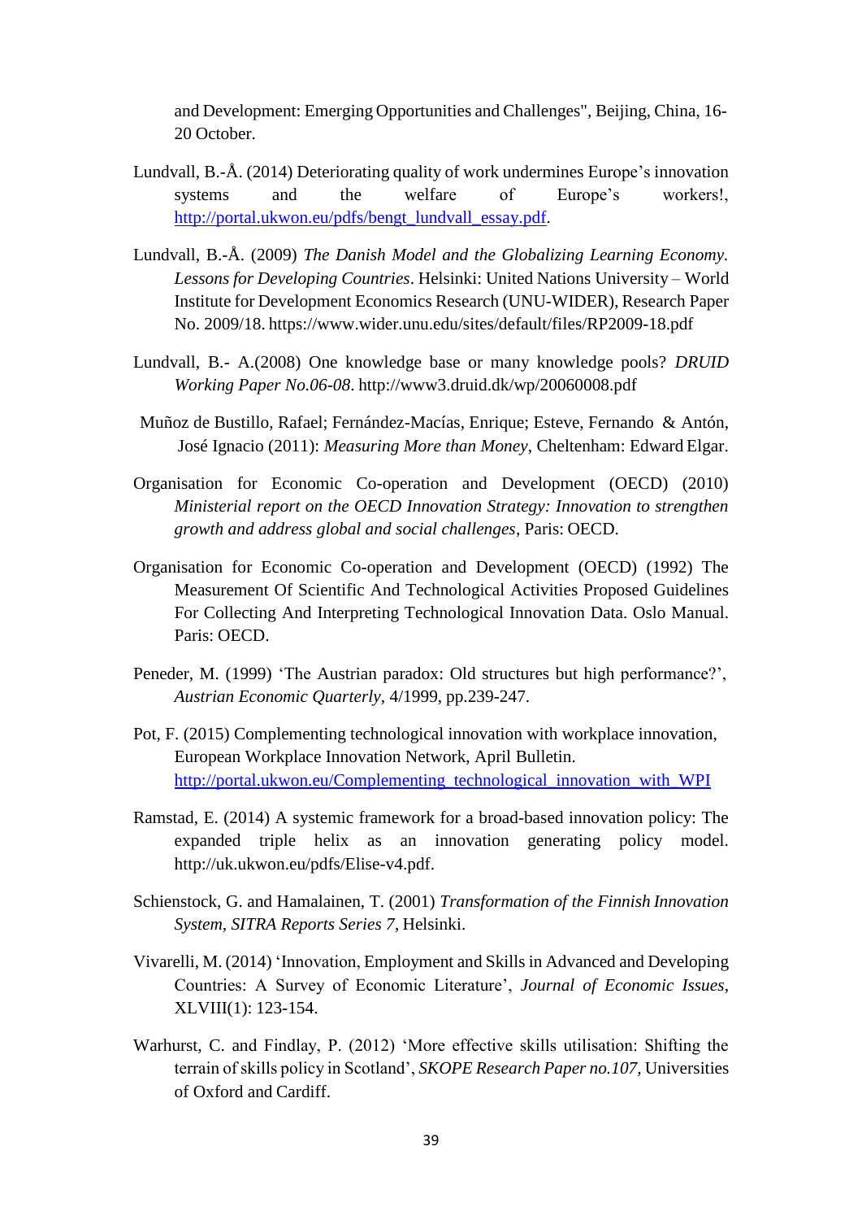and Development: Emerging Opportunities and Challenges", Beijing, China, 16-20 October.

Lundvall, B.-Å. (2014) Deteriorating quality of work undermines Europe's innovation systems and the welfare of Europe's workers!, http://portal.ukwon.eu/pdfs/bengt_lundvall_essay.pdf.

Lundvall, B.-Å. (2009) *The Danish Model and the Globalizing Learning Economy. Lessons for Developing Countries*. Helsinki: United Nations University – World Institute for Development Economics Research (UNU-WIDER), Research Paper No. 2009/18. https://www.wider.unu.edu/sites/default/files/RP2009-18.pdf

Lundvall, B.- A.(2008) One knowledge base or many knowledge pools? *DRUID Working Paper No.06-08*. http://www3.druid.dk/wp/20060008.pdf

Muñoz de Bustillo, Rafael; Fernández-Macías, Enrique; Esteve, Fernando & Antón, José Ignacio (2011): *Measuring More than Money*, Cheltenham: Edward Elgar.

Organisation for Economic Co-operation and Development (OECD) (2010) *Ministerial report on the OECD Innovation Strategy: Innovation to strengthen growth and address global and social challenges*, Paris: OECD.

Organisation for Economic Co-operation and Development (OECD) (1992) The Measurement Of Scientific And Technological Activities Proposed Guidelines For Collecting And Interpreting Technological Innovation Data. Oslo Manual. Paris: OECD.

Peneder, M. (1999) 'The Austrian paradox: Old structures but high performance?', *Austrian Economic Quarterly*, 4/1999, pp.239-247.

Pot, F. (2015) Complementing technological innovation with workplace innovation, European Workplace Innovation Network, April Bulletin. http://portal.ukwon.eu/Complementing_technological_innovation_with_WPI

Ramstad, E. (2014) A systemic framework for a broad-based innovation policy: The expanded triple helix as an innovation generating policy model. http://uk.ukwon.eu/pdfs/Elise-v4.pdf.

Schienstock, G. and Hamalainen, T. (2001) *Transformation of the Finnish Innovation System*, *SITRA Reports Series 7*, Helsinki.

Vivarelli, M. (2014) 'Innovation, Employment and Skills in Advanced and Developing Countries: A Survey of Economic Literature', *Journal of Economic Issues*, XLVIII(1): 123-154.

Warhurst, C. and Findlay, P. (2012) 'More effective skills utilisation: Shifting the terrain of skills policy in Scotland', *SKOPE Research Paper no.107*, Universities of Oxford and Cardiff.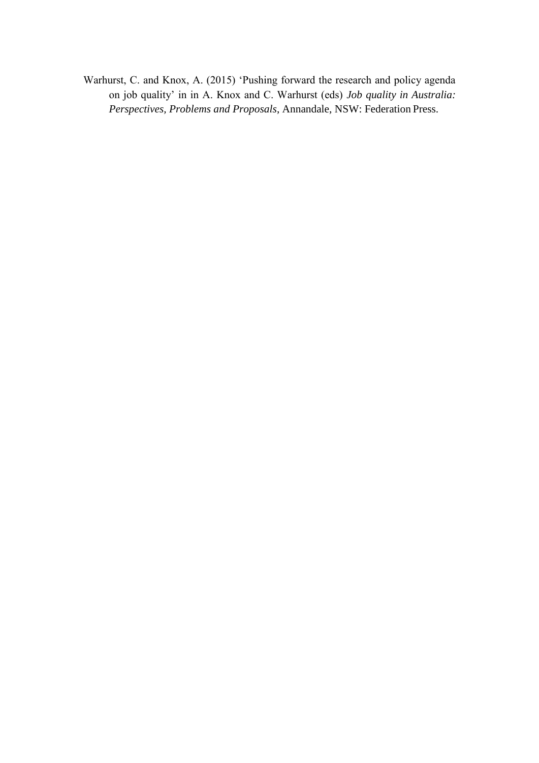Warhurst, C. and Knox, A. (2015) 'Pushing forward the research and policy agenda on job quality' in in A. Knox and C. Warhurst (eds) *Job quality in Australia: Perspectives, Problems and Proposals*, Annandale, NSW: Federation Press.